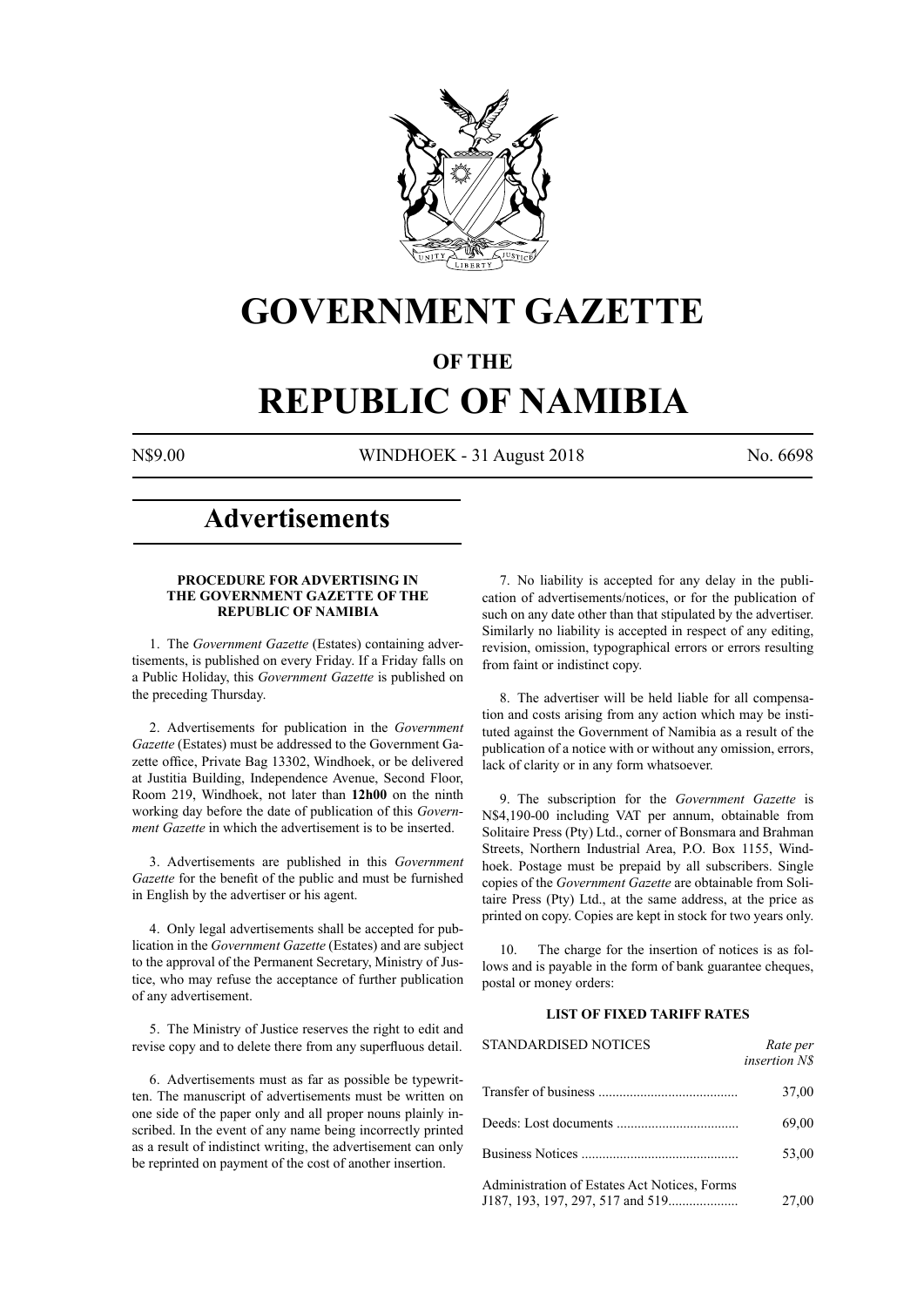# GOVERNMENT GAZETTE

## OF THE

# REPUBLIC OF NAMIBIA

N$9.00 WINDHOEK - 31 August 2018 No. 6698

# Advertisements

### PROCEDURE FOR ADVERTISING IN THE GOVERNMENT GAZETTE OF THE REPUBLIC OF NAMIBIA

1. The *Government Gazette* (Estates) containing advertisements, is published on every Friday. If a Friday falls on a Public Holiday, this *Government Gazette* is published on the preceding Thursday.

2. Advertisements for publication in the *Government Gazette* (Estates) must be addressed to the Government Gazette office, Private Bag 13302, Windhoek, or be delivered at Justitia Building, Independence Avenue, Second Floor, Room 219, Windhoek, not later than **12h00** on the ninth working day before the date of publication of this *Government Gazette* in which the advertisement is to be inserted.

3. Advertisements are published in this *Government Gazette* for the benefit of the public and must be furnished in English by the advertiser or his agent.

4. Only legal advertisements shall be accepted for publication in the *Government Gazette* (Estates) and are subject to the approval of the Permanent Secretary, Ministry of Justice, who may refuse the acceptance of further publication of any advertisement.

5. The Ministry of Justice reserves the right to edit and revise copy and to delete there from any superfluous detail.

6. Advertisements must as far as possible be typewritten. The manuscript of advertisements must be written on one side of the paper only and all proper nouns plainly inscribed. In the event of any name being incorrectly printed as a result of indistinct writing, the advertisement can only be reprinted on payment of the cost of another insertion.

7. No liability is accepted for any delay in the publication of advertisements/notices, or for the publication of such on any date other than that stipulated by the advertiser. Similarly no liability is accepted in respect of any editing, revision, omission, typographical errors or errors resulting from faint or indistinct copy.

8. The advertiser will be held liable for all compensation and costs arising from any action which may be instituted against the Government of Namibia as a result of the publication of a notice with or without any omission, errors, lack of clarity or in any form whatsoever.

9. The subscription for the *Government Gazette* is N$4,190-00 including VAT per annum, obtainable from Solitaire Press (Pty) Ltd., corner of Bonsmara and Brahman Streets, Northern Industrial Area, P.O. Box 1155, Windhoek. Postage must be prepaid by all subscribers. Single copies of the *Government Gazette* are obtainable from Solitaire Press (Pty) Ltd., at the same address, at the price as printed on copy. Copies are kept in stock for two years only.

10. The charge for the insertion of notices is as follows and is payable in the form of bank guarantee cheques, postal or money orders:

### LIST OF FIXED TARIFF RATES

| STANDARDISED NOTICES | *Rate per insertion N$* |
|---|---|
| Transfer of business | 37,00 |
| Deeds: Lost documents | 69,00 |
| Business Notices | 53,00 |
| Administration of Estates Act Notices, Forms J187, 193, 197, 297, 517 and 519 | 27,00 |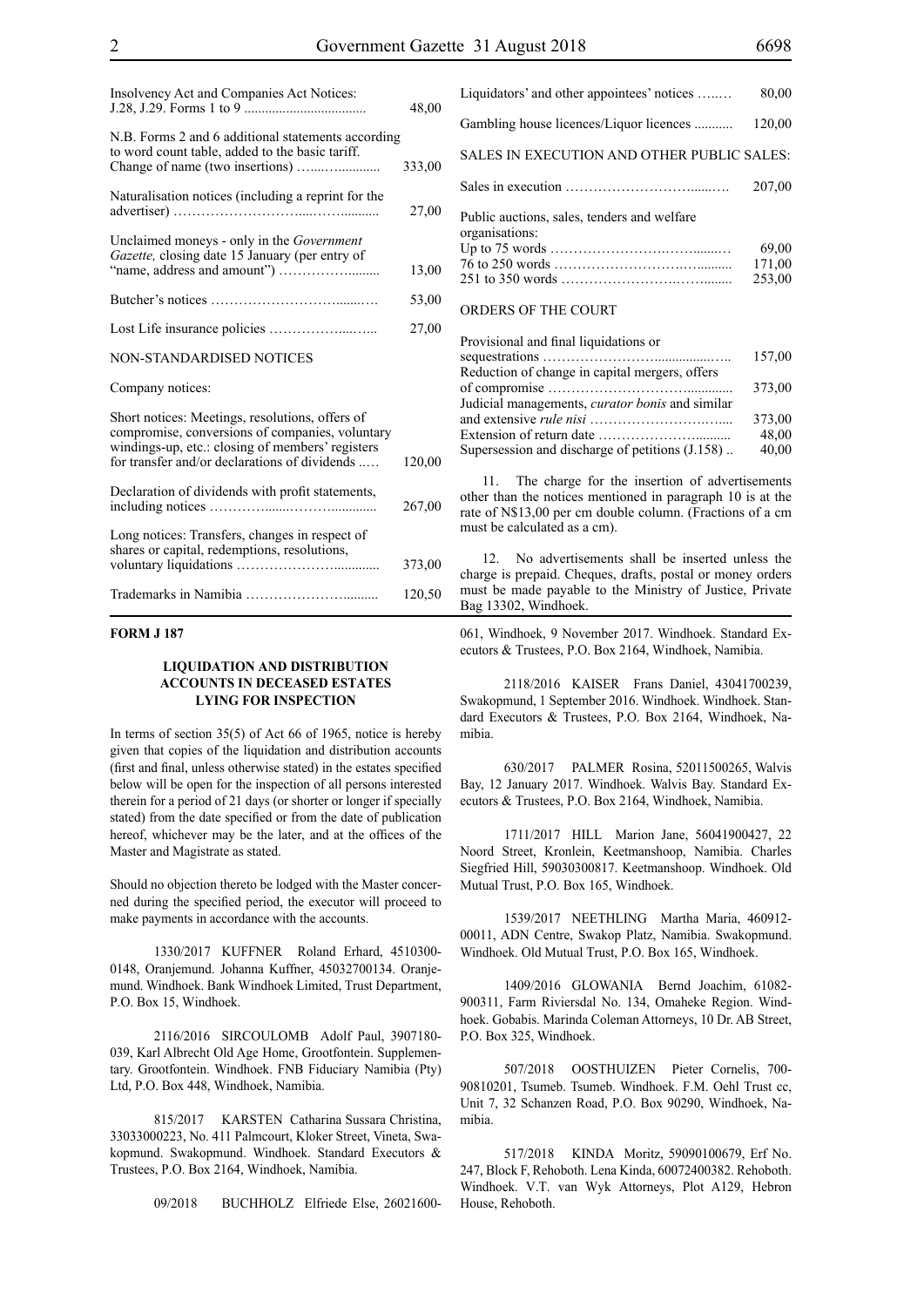| | |
|---|---|
| Insolvency Act and Companies Act Notices: J.28, J.29. Forms 1 to 9 .................................. | 48,00 |
| N.B. Forms 2 and 6 additional statements according to word count table, added to the basic tariff. Change of name (two insertions) …...…........... | 333,00 |
| Naturalisation notices (including a reprint for the advertiser) …………………….....……........... | 27,00 |
| Unclaimed moneys - only in the *Government Gazette,* closing date 15 January (per entry of "name, address and amount") ………….…......... | 13,00 |
| Butcher's notices …………………….......…. | 53,00 |
| Lost Life insurance policies ………….....…... | 27,00 |
| NON-STANDARDISED NOTICES | |
| Company notices: | |
| Short notices: Meetings, resolutions, offers of compromise, conversions of companies, voluntary windings-up, etc.: closing of members' registers for transfer and/or declarations of dividends ..… | 120,00 |
| Declaration of dividends with profit statements, including notices …………......………............. | 267,00 |
| Long notices: Transfers, changes in respect of shares or capital, redemptions, resolutions, voluntary liquidations ……………….............. | 373,00 |
| Trademarks in Namibia ………………….......... | 120,50 |
| Liquidators' and other appointees' notices …..… | 80,00 |
| Gambling house licences/Liquor licences ........... | 120,00 |
| SALES IN EXECUTION AND OTHER PUBLIC SALES: | |
| Sales in execution ………………………......…. | 207,00 |
| Public auctions, sales, tenders and welfare organisations: | |
| Up to 75 words ………………….……......… | 69,00 |
| 76 to 250 words ……………………….…......... | 171,00 |
| 251 to 350 words ……………………….…........ | 253,00 |
| ORDERS OF THE COURT | |
| Provisional and final liquidations or sequestrations ……………………................…. | 157,00 |
| Reduction of change in capital mergers, offers of compromise …………………….…............ | 373,00 |
| Judicial managements, *curator bonis* and similar and extensive *rule nisi* …………………….….... | 373,00 |
| Extension of return date ……………….......... | 48,00 |
| Supersession and discharge of petitions (J.158) .. | 40,00 |

11. The charge for the insertion of advertisements other than the notices mentioned in paragraph 10 is at the rate of N$13,00 per cm double column. (Fractions of a cm must be calculated as a cm).

12. No advertisements shall be inserted unless the charge is prepaid. Cheques, drafts, postal or money orders must be made payable to the Ministry of Justice, Private Bag 13302, Windhoek.

**FORM J 187**

**LIQUIDATION AND DISTRIBUTION ACCOUNTS IN DECEASED ESTATES LYING FOR INSPECTION**

In terms of section 35(5) of Act 66 of 1965, notice is hereby given that copies of the liquidation and distribution accounts (first and final, unless otherwise stated) in the estates specified below will be open for the inspection of all persons interested therein for a period of 21 days (or shorter or longer if specially stated) from the date specified or from the date of publication hereof, whichever may be the later, and at the offices of the Master and Magistrate as stated.

Should no objection thereto be lodged with the Master concerned during the specified period, the executor will proceed to make payments in accordance with the accounts.

1330/2017 KUFFNER Roland Erhard, 4510300-0148, Oranjemund. Johanna Kuffner, 45032700134. Oranjemund. Windhoek. Bank Windhoek Limited, Trust Department, P.O. Box 15, Windhoek.

2116/2016 SIRCOULOMB Adolf Paul, 3907180-039, Karl Albrecht Old Age Home, Grootfontein. Supplementary. Grootfontein. Windhoek. FNB Fiduciary Namibia (Pty) Ltd, P.O. Box 448, Windhoek, Namibia.

815/2017 KARSTEN Catharina Sussara Christina, 33033000223, No. 411 Palmcourt, Kloker Street, Vineta, Swakopmund. Swakopmund. Windhoek. Standard Executors & Trustees, P.O. Box 2164, Windhoek, Namibia.

09/2018 BUCHHOLZ Elfriede Else, 26021600-061, Windhoek, 9 November 2017. Windhoek. Standard Executors & Trustees, P.O. Box 2164, Windhoek, Namibia.

2118/2016 KAISER Frans Daniel, 43041700239, Swakopmund, 1 September 2016. Windhoek. Windhoek. Standard Executors & Trustees, P.O. Box 2164, Windhoek, Namibia.

630/2017 PALMER Rosina, 52011500265, Walvis Bay, 12 January 2017. Windhoek. Walvis Bay. Standard Executors & Trustees, P.O. Box 2164, Windhoek, Namibia.

1711/2017 HILL Marion Jane, 56041900427, 22 Noord Street, Kronlein, Keetmanshoop, Namibia. Charles Siegfried Hill, 59030300817. Keetmanshoop. Windhoek. Old Mutual Trust, P.O. Box 165, Windhoek.

1539/2017 NEETHLING Martha Maria, 460912-00011, ADN Centre, Swakop Platz, Namibia. Swakopmund. Windhoek. Old Mutual Trust, P.O. Box 165, Windhoek.

1409/2016 GLOWANIA Bernd Joachim, 61082-900311, Farm Riviersdal No. 134, Omaheke Region. Windhoek. Gobabis. Marinda Coleman Attorneys, 10 Dr. AB Street, P.O. Box 325, Windhoek.

507/2018 OOSTHUIZEN Pieter Cornelis, 700-90810201, Tsumeb. Tsumeb. Windhoek. F.M. Oehl Trust cc, Unit 7, 32 Schanzen Road, P.O. Box 90290, Windhoek, Namibia.

517/2018 KINDA Moritz, 59090100679, Erf No. 247, Block F, Rehoboth. Lena Kinda, 60072400382. Rehoboth. Windhoek. V.T. van Wyk Attorneys, Plot A129, Hebron House, Rehoboth.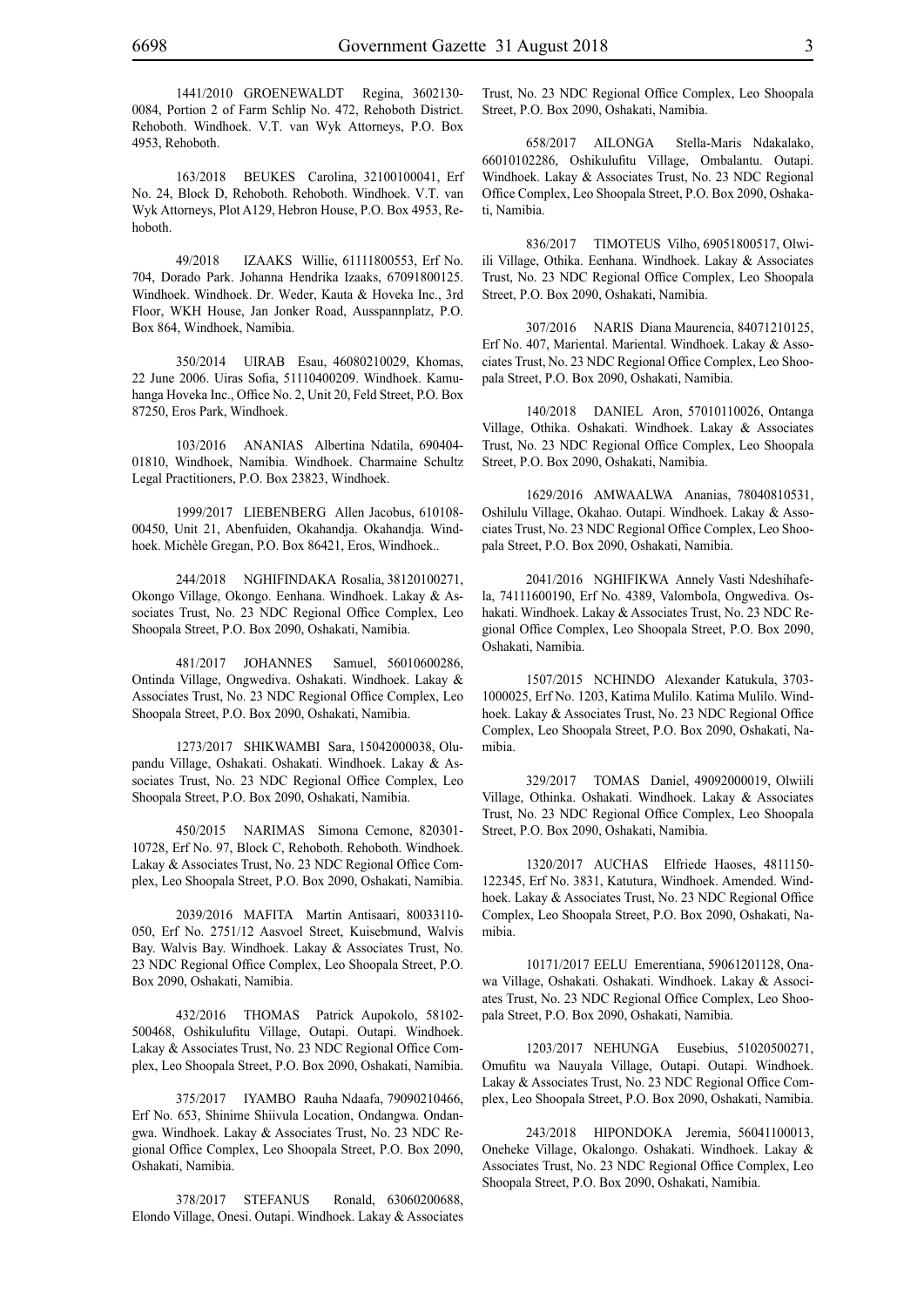1441/2010 GROENEWALDT Regina, 3602130-0084, Portion 2 of Farm Schlip No. 472, Rehoboth District. Rehoboth. Windhoek. V.T. van Wyk Attorneys, P.O. Box 4953, Rehoboth.

163/2018 BEUKES Carolina, 32100100041, Erf No. 24, Block D, Rehoboth. Rehoboth. Windhoek. V.T. van Wyk Attorneys, Plot A129, Hebron House, P.O. Box 4953, Rehoboth.

49/2018 IZAAKS Willie, 61111800553, Erf No. 704, Dorado Park. Johanna Hendrika Izaaks, 67091800125. Windhoek. Windhoek. Dr. Weder, Kauta & Hoveka Inc., 3rd Floor, WKH House, Jan Jonker Road, Ausspannplatz, P.O. Box 864, Windhoek, Namibia.

350/2014 UIRAB Esau, 46080210029, Khomas, 22 June 2006. Uiras Sofia, 51110400209. Windhoek. Kamuhanga Hoveka Inc., Office No. 2, Unit 20, Feld Street, P.O. Box 87250, Eros Park, Windhoek.

103/2016 ANANIAS Albertina Ndatila, 690404-01810, Windhoek, Namibia. Windhoek. Charmaine Schultz Legal Practitioners, P.O. Box 23823, Windhoek.

1999/2017 LIEBENBERG Allen Jacobus, 610108-00450, Unit 21, Abenfuiden, Okahandja. Okahandja. Windhoek. Michèle Gregan, P.O. Box 86421, Eros, Windhoek..

244/2018 NGHIFINDAKA Rosalia, 38120100271, Okongo Village, Okongo. Eenhana. Windhoek. Lakay & Associates Trust, No. 23 NDC Regional Office Complex, Leo Shoopala Street, P.O. Box 2090, Oshakati, Namibia.

481/2017 JOHANNES Samuel, 56010600286, Ontinda Village, Ongwediva. Oshakati. Windhoek. Lakay & Associates Trust, No. 23 NDC Regional Office Complex, Leo Shoopala Street, P.O. Box 2090, Oshakati, Namibia.

1273/2017 SHIKWAMBI Sara, 15042000038, Olupandu Village, Oshakati. Oshakati. Windhoek. Lakay & Associates Trust, No. 23 NDC Regional Office Complex, Leo Shoopala Street, P.O. Box 2090, Oshakati, Namibia.

450/2015 NARIMAS Simona Cemone, 820301-10728, Erf No. 97, Block C, Rehoboth. Rehoboth. Windhoek. Lakay & Associates Trust, No. 23 NDC Regional Office Complex, Leo Shoopala Street, P.O. Box 2090, Oshakati, Namibia.

2039/2016 MAFITA Martin Antisaari, 80033110-050, Erf No. 2751/12 Aasvoel Street, Kuisebmund, Walvis Bay. Walvis Bay. Windhoek. Lakay & Associates Trust, No. 23 NDC Regional Office Complex, Leo Shoopala Street, P.O. Box 2090, Oshakati, Namibia.

432/2016 THOMAS Patrick Aupokolo, 58102-500468, Oshikulufitu Village, Outapi. Outapi. Windhoek. Lakay & Associates Trust, No. 23 NDC Regional Office Complex, Leo Shoopala Street, P.O. Box 2090, Oshakati, Namibia.

375/2017 IYAMBO Rauha Ndaafa, 79090210466, Erf No. 653, Shinime Shiivula Location, Ondangwa. Ondangwa. Windhoek. Lakay & Associates Trust, No. 23 NDC Regional Office Complex, Leo Shoopala Street, P.O. Box 2090, Oshakati, Namibia.

378/2017 STEFANUS Ronald, 63060200688, Elondo Village, Onesi. Outapi. Windhoek. Lakay & Associates Trust, No. 23 NDC Regional Office Complex, Leo Shoopala Street, P.O. Box 2090, Oshakati, Namibia.

658/2017 AILONGA Stella-Maris Ndakalako, 66010102286, Oshikulufitu Village, Ombalantu. Outapi. Windhoek. Lakay & Associates Trust, No. 23 NDC Regional Office Complex, Leo Shoopala Street, P.O. Box 2090, Oshakati, Namibia.

836/2017 TIMOTEUS Vilho, 69051800517, Olwiili Village, Othika. Eenhana. Windhoek. Lakay & Associates Trust, No. 23 NDC Regional Office Complex, Leo Shoopala Street, P.O. Box 2090, Oshakati, Namibia.

307/2016 NARIS Diana Maurencia, 84071210125, Erf No. 407, Mariental. Mariental. Windhoek. Lakay & Associates Trust, No. 23 NDC Regional Office Complex, Leo Shoopala Street, P.O. Box 2090, Oshakati, Namibia.

140/2018 DANIEL Aron, 57010110026, Ontanga Village, Othika. Oshakati. Windhoek. Lakay & Associates Trust, No. 23 NDC Regional Office Complex, Leo Shoopala Street, P.O. Box 2090, Oshakati, Namibia.

1629/2016 AMWAALWA Ananias, 78040810531, Oshilulu Village, Okahao. Outapi. Windhoek. Lakay & Associates Trust, No. 23 NDC Regional Office Complex, Leo Shoopala Street, P.O. Box 2090, Oshakati, Namibia.

2041/2016 NGHIFIKWA Annely Vasti Ndeshihafela, 74111600190, Erf No. 4389, Valombola, Ongwediva. Oshakati. Windhoek. Lakay & Associates Trust, No. 23 NDC Regional Office Complex, Leo Shoopala Street, P.O. Box 2090, Oshakati, Namibia.

1507/2015 NCHINDO Alexander Katukula, 3703-1000025, Erf No. 1203, Katima Mulilo. Katima Mulilo. Windhoek. Lakay & Associates Trust, No. 23 NDC Regional Office Complex, Leo Shoopala Street, P.O. Box 2090, Oshakati, Namibia.

329/2017 TOMAS Daniel, 49092000019, Olwiili Village, Othinka. Oshakati. Windhoek. Lakay & Associates Trust, No. 23 NDC Regional Office Complex, Leo Shoopala Street, P.O. Box 2090, Oshakati, Namibia.

1320/2017 AUCHAS Elfriede Haoses, 4811150-122345, Erf No. 3831, Katutura, Windhoek. Amended. Windhoek. Lakay & Associates Trust, No. 23 NDC Regional Office Complex, Leo Shoopala Street, P.O. Box 2090, Oshakati, Namibia.

10171/2017 EELU Emerentiana, 59061201128, Onawa Village, Oshakati. Oshakati. Windhoek. Lakay & Associates Trust, No. 23 NDC Regional Office Complex, Leo Shoopala Street, P.O. Box 2090, Oshakati, Namibia.

1203/2017 NEHUNGA Eusebius, 51020500271, Omufitu wa Nauyala Village, Outapi. Outapi. Windhoek. Lakay & Associates Trust, No. 23 NDC Regional Office Complex, Leo Shoopala Street, P.O. Box 2090, Oshakati, Namibia.

243/2018 HIPONDOKA Jeremia, 56041100013, Oneheke Village, Okalongo. Oshakati. Windhoek. Lakay & Associates Trust, No. 23 NDC Regional Office Complex, Leo Shoopala Street, P.O. Box 2090, Oshakati, Namibia.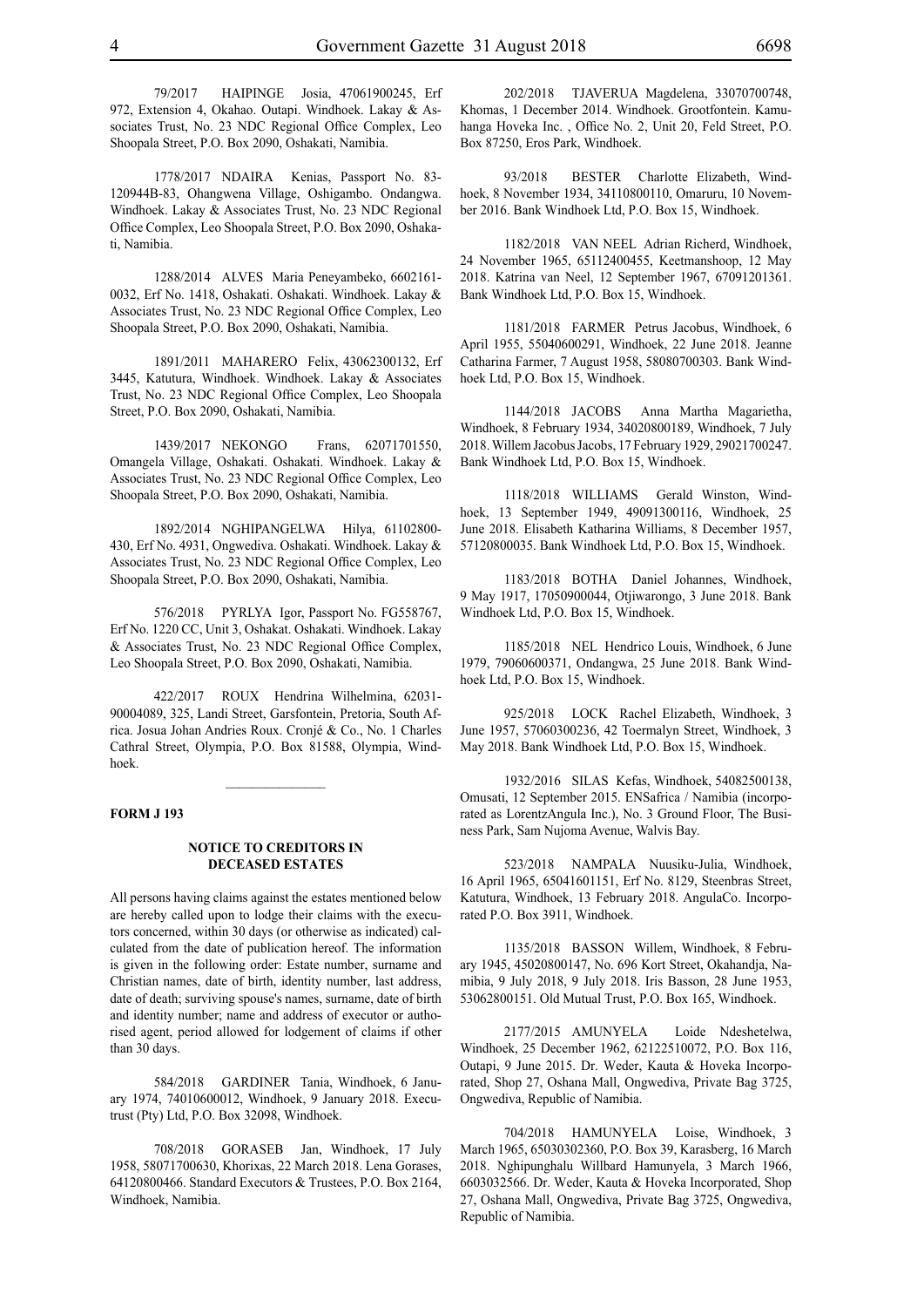79/2017 HAIPINGE Josia, 47061900245, Erf 972, Extension 4, Okahao. Outapi. Windhoek. Lakay & Associates Trust, No. 23 NDC Regional Office Complex, Leo Shoopala Street, P.O. Box 2090, Oshakati, Namibia.

1778/2017 NDAIRA Kenias, Passport No. 83-120944B-83, Ohangwena Village, Oshigambo. Ondangwa. Windhoek. Lakay & Associates Trust, No. 23 NDC Regional Office Complex, Leo Shoopala Street, P.O. Box 2090, Oshakati, Namibia.

1288/2014 ALVES Maria Peneyambeko, 6602161-0032, Erf No. 1418, Oshakati. Oshakati. Windhoek. Lakay & Associates Trust, No. 23 NDC Regional Office Complex, Leo Shoopala Street, P.O. Box 2090, Oshakati, Namibia.

1891/2011 MAHARERO Felix, 43062300132, Erf 3445, Katutura, Windhoek. Windhoek. Lakay & Associates Trust, No. 23 NDC Regional Office Complex, Leo Shoopala Street, P.O. Box 2090, Oshakati, Namibia.

1439/2017 NEKONGO Frans, 62071701550, Omangela Village, Oshakati. Oshakati. Windhoek. Lakay & Associates Trust, No. 23 NDC Regional Office Complex, Leo Shoopala Street, P.O. Box 2090, Oshakati, Namibia.

1892/2014 NGHIPANGELWA Hilya, 61102800-430, Erf No. 4931, Ongwediva. Oshakati. Windhoek. Lakay & Associates Trust, No. 23 NDC Regional Office Complex, Leo Shoopala Street, P.O. Box 2090, Oshakati, Namibia.

576/2018 PYRLYA Igor, Passport No. FG558767, Erf No. 1220 CC, Unit 3, Oshakat. Oshakati. Windhoek. Lakay & Associates Trust, No. 23 NDC Regional Office Complex, Leo Shoopala Street, P.O. Box 2090, Oshakati, Namibia.

422/2017 ROUX Hendrina Wilhelmina, 62031-90004089, 325, Landi Street, Garsfontein, Pretoria, South Africa. Josua Johan Andries Roux. Cronjé & Co., No. 1 Charles Cathral Street, Olympia, P.O. Box 81588, Olympia, Windhoek.

---

**FORM J 193**

### NOTICE TO CREDITORS IN DECEASED ESTATES

All persons having claims against the estates mentioned below are hereby called upon to lodge their claims with the executors concerned, within 30 days (or otherwise as indicated) calculated from the date of publication hereof. The information is given in the following order: Estate number, surname and Christian names, date of birth, identity number, last address, date of death; surviving spouse's names, surname, date of birth and identity number; name and address of executor or authorised agent, period allowed for lodgement of claims if other than 30 days.

584/2018 GARDINER Tania, Windhoek, 6 January 1974, 74010600012, Windhoek, 9 January 2018. Executrust (Pty) Ltd, P.O. Box 32098, Windhoek.

708/2018 GORASEB Jan, Windhoek, 17 July 1958, 58071700630, Khorixas, 22 March 2018. Lena Gorases, 64120800466. Standard Executors & Trustees, P.O. Box 2164, Windhoek, Namibia.

202/2018 TJAVERUA Magdelena, 33070700748, Khomas, 1 December 2014. Windhoek. Grootfontein. Kamuhanga Hoveka Inc. , Office No. 2, Unit 20, Feld Street, P.O. Box 87250, Eros Park, Windhoek.

93/2018 BESTER Charlotte Elizabeth, Windhoek, 8 November 1934, 34110800110, Omaruru, 10 November 2016. Bank Windhoek Ltd, P.O. Box 15, Windhoek.

1182/2018 VAN NEEL Adrian Richerd, Windhoek, 24 November 1965, 65112400455, Keetmanshoop, 12 May 2018. Katrina van Neel, 12 September 1967, 67091201361. Bank Windhoek Ltd, P.O. Box 15, Windhoek.

1181/2018 FARMER Petrus Jacobus, Windhoek, 6 April 1955, 55040600291, Windhoek, 22 June 2018. Jeanne Catharina Farmer, 7 August 1958, 58080700303. Bank Windhoek Ltd, P.O. Box 15, Windhoek.

1144/2018 JACOBS Anna Martha Magarietha, Windhoek, 8 February 1934, 34020800189, Windhoek, 7 July 2018. Willem Jacobus Jacobs, 17 February 1929, 29021700247. Bank Windhoek Ltd, P.O. Box 15, Windhoek.

1118/2018 WILLIAMS Gerald Winston, Windhoek, 13 September 1949, 49091300116, Windhoek, 25 June 2018. Elisabeth Katharina Williams, 8 December 1957, 57120800035. Bank Windhoek Ltd, P.O. Box 15, Windhoek.

1183/2018 BOTHA Daniel Johannes, Windhoek, 9 May 1917, 17050900044, Otjiwarongo, 3 June 2018. Bank Windhoek Ltd, P.O. Box 15, Windhoek.

1185/2018 NEL Hendrico Louis, Windhoek, 6 June 1979, 79060600371, Ondangwa, 25 June 2018. Bank Windhoek Ltd, P.O. Box 15, Windhoek.

925/2018 LOCK Rachel Elizabeth, Windhoek, 3 June 1957, 57060300236, 42 Toermalyn Street, Windhoek, 3 May 2018. Bank Windhoek Ltd, P.O. Box 15, Windhoek.

1932/2016 SILAS Kefas, Windhoek, 54082500138, Omusati, 12 September 2015. ENSafrica / Namibia (incorporated as LorentzAngula Inc.), No. 3 Ground Floor, The Business Park, Sam Nujoma Avenue, Walvis Bay.

523/2018 NAMPALA Nuusiku-Julia, Windhoek, 16 April 1965, 65041601151, Erf No. 8129, Steenbras Street, Katutura, Windhoek, 13 February 2018. AngulaCo. Incorporated P.O. Box 3911, Windhoek.

1135/2018 BASSON Willem, Windhoek, 8 February 1945, 45020800147, No. 696 Kort Street, Okahandja, Namibia, 9 July 2018, 9 July 2018. Iris Basson, 28 June 1953, 53062800151. Old Mutual Trust, P.O. Box 165, Windhoek.

2177/2015 AMUNYELA Loide Ndeshetelwa, Windhoek, 25 December 1962, 62122510072, P.O. Box 116, Outapi, 9 June 2015. Dr. Weder, Kauta & Hoveka Incorporated, Shop 27, Oshana Mall, Ongwediva, Private Bag 3725, Ongwediva, Republic of Namibia.

704/2018 HAMUNYELA Loise, Windhoek, 3 March 1965, 65030302360, P.O. Box 39, Karasberg, 16 March 2018. Nghipunghalu Willbard Hamunyela, 3 March 1966, 6603032566. Dr. Weder, Kauta & Hoveka Incorporated, Shop 27, Oshana Mall, Ongwediva, Private Bag 3725, Ongwediva, Republic of Namibia.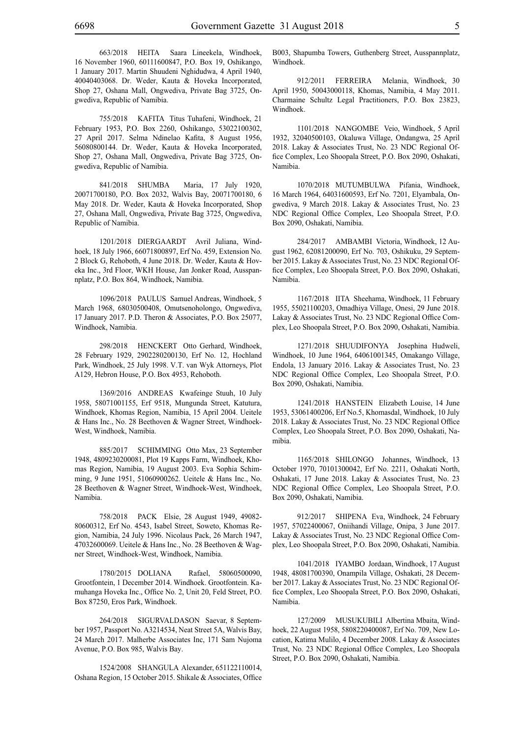663/2018 HEITA Saara Lineekela, Windhoek, 16 November 1960, 60111600847, P.O. Box 19, Oshikango, 1 January 2017. Martin Shuudeni Nghidudwa, 4 April 1940, 40040403068. Dr. Weder, Kauta & Hoveka Incorporated, Shop 27, Oshana Mall, Ongwediva, Private Bag 3725, Ongwediva, Republic of Namibia.

755/2018 KAFITA Titus Tuhafeni, Windhoek, 21 February 1953, P.O. Box 2260, Oshikango, 53022100302, 27 April 2017. Selma Ndinelao Kafita, 8 August 1956, 56080800144. Dr. Weder, Kauta & Hoveka Incorporated, Shop 27, Oshana Mall, Ongwediva, Private Bag 3725, Ongwediva, Republic of Namibia.

841/2018 SHUMBA Maria, 17 July 1920, 20071700180, P.O. Box 2032, Walvis Bay, 20071700180, 6 May 2018. Dr. Weder, Kauta & Hoveka Incorporated, Shop 27, Oshana Mall, Ongwediva, Private Bag 3725, Ongwediva, Republic of Namibia.

1201/2018 DIERGAARDT Avril Juliana, Windhoek, 18 July 1966, 66071800897, Erf No. 459, Extension No. 2 Block G, Rehoboth, 4 June 2018. Dr. Weder, Kauta & Hoveka Inc., 3rd Floor, WKH House, Jan Jonker Road, Ausspannplatz, P.O. Box 864, Windhoek, Namibia.

1096/2018 PAULUS Samuel Andreas, Windhoek, 5 March 1968, 68030500408, Omutsenoholongo, Ongwediva, 17 January 2017. P.D. Theron & Associates, P.O. Box 25077, Windhoek, Namibia.

298/2018 HENCKERT Otto Gerhard, Windhoek, 28 February 1929, 2902280200130, Erf No. 12, Hochland Park, Windhoek, 25 July 1998. V.T. van Wyk Attorneys, Plot A129, Hebron House, P.O. Box 4953, Rehoboth.

1369/2016 ANDREAS Kwafeinge Stuuh, 10 July 1958, 58071001155, Erf 9518, Mungunda Street, Katutura, Windhoek, Khomas Region, Namibia, 15 April 2004. Ueitele & Hans Inc., No. 28 Beethoven & Wagner Street, Windhoek-West, Windhoek, Namibia.

885/2017 SCHIMMING Otto Max, 23 September 1948, 4809230200081, Plot 19 Kapps Farm, Windhoek, Khomas Region, Namibia, 19 August 2003. Eva Sophia Schimming, 9 June 1951, 51060900262. Ueitele & Hans Inc., No. 28 Beethoven & Wagner Street, Windhoek-West, Windhoek, Namibia.

758/2018 PACK Elsie, 28 August 1949, 49082-80600312, Erf No. 4543, Isabel Street, Soweto, Khomas Region, Namibia, 24 July 1996. Nicolaus Pack, 26 March 1947, 47032600069. Ueitele & Hans Inc., No. 28 Beethoven & Wagner Street, Windhoek-West, Windhoek, Namibia.

1780/2015 DOLIANA Rafael, 58060500090, Grootfontein, 1 December 2014. Windhoek. Grootfontein. Kamuhanga Hoveka Inc., Office No. 2, Unit 20, Feld Street, P.O. Box 87250, Eros Park, Windhoek.

264/2018 SIGURVALDASON Saevar, 8 September 1957, Passport No. A3214534, Neat Street 5A, Walvis Bay, 24 March 2017. Malherbe Associates Inc, 171 Sam Nujoma Avenue, P.O. Box 985, Walvis Bay.

1524/2008 SHANGULA Alexander, 651122110014, Oshana Region, 15 October 2015. Shikale & Associates, Office B003, Shapumba Towers, Guthenberg Street, Ausspannplatz, Windhoek.

912/2011 FERREIRA Melania, Windhoek, 30 April 1950, 50043000118, Khomas, Namibia, 4 May 2011. Charmaine Schultz Legal Practitioners, P.O. Box 23823, Windhoek.

1101/2018 NANGOMBE Veio, Windhoek, 5 April 1932, 32040500103, Okaluwa Village, Ondangwa, 25 April 2018. Lakay & Associates Trust, No. 23 NDC Regional Office Complex, Leo Shoopala Street, P.O. Box 2090, Oshakati, Namibia.

1070/2018 MUTUMBULWA Pifania, Windhoek, 16 March 1964, 64031600593, Erf No. 7201, Elyambala, Ongwediva, 9 March 2018. Lakay & Associates Trust, No. 23 NDC Regional Office Complex, Leo Shoopala Street, P.O. Box 2090, Oshakati, Namibia.

284/2017 AMBAMBI Victoria, Windhoek, 12 August 1962, 62081200090, Erf No. 703, Oshikuku, 29 September 2015. Lakay & Associates Trust, No. 23 NDC Regional Office Complex, Leo Shoopala Street, P.O. Box 2090, Oshakati, Namibia.

1167/2018 IITA Sheehama, Windhoek, 11 February 1955, 55021100203, Omadhiya Village, Onesi, 29 June 2018. Lakay & Associates Trust, No. 23 NDC Regional Office Complex, Leo Shoopala Street, P.O. Box 2090, Oshakati, Namibia.

1271/2018 SHUUDIFONYA Josephina Hudweli, Windhoek, 10 June 1964, 64061001345, Omakango Village, Endola, 13 January 2016. Lakay & Associates Trust, No. 23 NDC Regional Office Complex, Leo Shoopala Street, P.O. Box 2090, Oshakati, Namibia.

1241/2018 HANSTEIN Elizabeth Louise, 14 June 1953, 53061400206, Erf No.5, Khomasdal, Windhoek, 10 July 2018. Lakay & Associates Trust, No. 23 NDC Regional Office Complex, Leo Shoopala Street, P.O. Box 2090, Oshakati, Namibia.

1165/2018 SHILONGO Johannes, Windhoek, 13 October 1970, 70101300042, Erf No. 2211, Oshakati North, Oshakati, 17 June 2018. Lakay & Associates Trust, No. 23 NDC Regional Office Complex, Leo Shoopala Street, P.O. Box 2090, Oshakati, Namibia.

912/2017 SHIPENA Eva, Windhoek, 24 February 1957, 57022400067, Oniihandi Village, Onipa, 3 June 2017. Lakay & Associates Trust, No. 23 NDC Regional Office Complex, Leo Shoopala Street, P.O. Box 2090, Oshakati, Namibia.

1041/2018 IYAMBO Jordaan, Windhoek, 17 August 1948, 48081700390, Onampila Village, Oshakati, 28 December 2017. Lakay & Associates Trust, No. 23 NDC Regional Office Complex, Leo Shoopala Street, P.O. Box 2090, Oshakati, Namibia.

127/2009 MUSUKUBILI Albertina Mbaita, Windhoek, 22 August 1958, 5808220400087, Erf No. 709, New Location, Katima Mulilo, 4 December 2008. Lakay & Associates Trust, No. 23 NDC Regional Office Complex, Leo Shoopala Street, P.O. Box 2090, Oshakati, Namibia.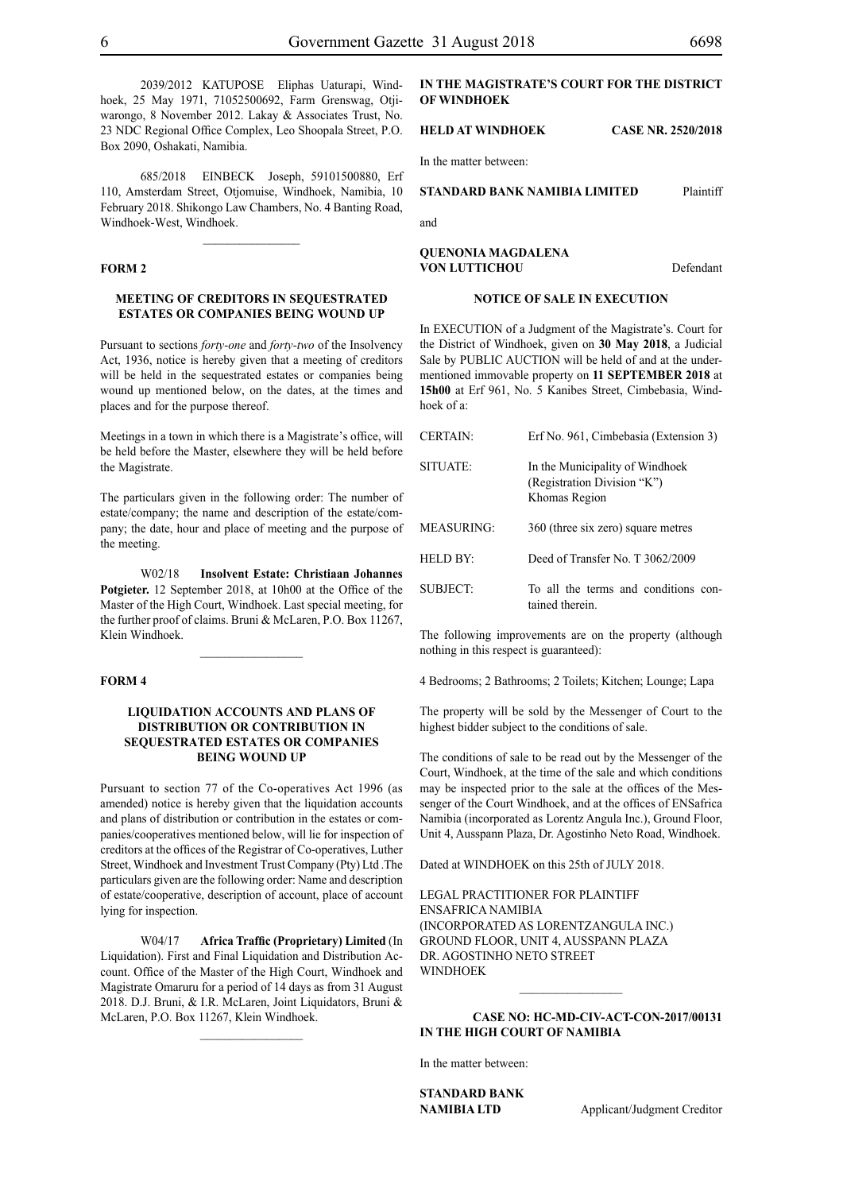2039/2012 KATUPOSE Eliphas Uaturapi, Windhoek, 25 May 1971, 71052500692, Farm Grenswag, Otjiwarongo, 8 November 2012. Lakay & Associates Trust, No. 23 NDC Regional Office Complex, Leo Shoopala Street, P.O. Box 2090, Oshakati, Namibia.

685/2018 EINBECK Joseph, 59101500880, Erf 110, Amsterdam Street, Otjomuise, Windhoek, Namibia, 10 February 2018. Shikongo Law Chambers, No. 4 Banting Road, Windhoek-West, Windhoek.

---

**FORM 2**

**MEETING OF CREDITORS IN SEQUESTRATED ESTATES OR COMPANIES BEING WOUND UP**

Pursuant to sections *forty-one* and *forty-two* of the Insolvency Act, 1936, notice is hereby given that a meeting of creditors will be held in the sequestrated estates or companies being wound up mentioned below, on the dates, at the times and places and for the purpose thereof.

Meetings in a town in which there is a Magistrate's office, will be held before the Master, elsewhere they will be held before the Magistrate.

The particulars given in the following order: The number of estate/company; the name and description of the estate/company; the date, hour and place of meeting and the purpose of the meeting.

W02/18 **Insolvent Estate: Christiaan Johannes Potgieter.** 12 September 2018, at 10h00 at the Office of the Master of the High Court, Windhoek. Last special meeting, for the further proof of claims. Bruni & McLaren, P.O. Box 11267, Klein Windhoek.

---

**FORM 4**

**LIQUIDATION ACCOUNTS AND PLANS OF DISTRIBUTION OR CONTRIBUTION IN SEQUESTRATED ESTATES OR COMPANIES BEING WOUND UP**

Pursuant to section 77 of the Co-operatives Act 1996 (as amended) notice is hereby given that the liquidation accounts and plans of distribution or contribution in the estates or companies/cooperatives mentioned below, will lie for inspection of creditors at the offices of the Registrar of Co-operatives, Luther Street, Windhoek and Investment Trust Company (Pty) Ltd .The particulars given are the following order: Name and description of estate/cooperative, description of account, place of account lying for inspection.

W04/17 **Africa Traffic (Proprietary) Limited** (In Liquidation). First and Final Liquidation and Distribution Account. Office of the Master of the High Court, Windhoek and Magistrate Omaruru for a period of 14 days as from 31 August 2018. D.J. Bruni, & I.R. McLaren, Joint Liquidators, Bruni & McLaren, P.O. Box 11267, Klein Windhoek.

---

**IN THE MAGISTRATE'S COURT FOR THE DISTRICT OF WINDHOEK**

**HELD AT WINDHOEK** **CASE NR. 2520/2018**

In the matter between:

**STANDARD BANK NAMIBIA LIMITED** Plaintiff

and

**QUENONIA MAGDALENA VON LUTTICHOU** Defendant

**NOTICE OF SALE IN EXECUTION**

In EXECUTION of a Judgment of the Magistrate's. Court for the District of Windhoek, given on **30 May 2018**, a Judicial Sale by PUBLIC AUCTION will be held of and at the undermentioned immovable property on **11 SEPTEMBER 2018** at **15h00** at Erf 961, No. 5 Kanibes Street, Cimbebasia, Windhoek of a:

| | |
|---|---|
| CERTAIN: | Erf No. 961, Cimbebasia (Extension 3) |
| SITUATE: | In the Municipality of Windhoek (Registration Division "K") Khomas Region |
| MEASURING: | 360 (three six zero) square metres |
| HELD BY: | Deed of Transfer No. T 3062/2009 |
| SUBJECT: | To all the terms and conditions contained therein. |

The following improvements are on the property (although nothing in this respect is guaranteed):

4 Bedrooms; 2 Bathrooms; 2 Toilets; Kitchen; Lounge; Lapa

The property will be sold by the Messenger of Court to the highest bidder subject to the conditions of sale.

The conditions of sale to be read out by the Messenger of the Court, Windhoek, at the time of the sale and which conditions may be inspected prior to the sale at the offices of the Messenger of the Court Windhoek, and at the offices of ENSafrica Namibia (incorporated as Lorentz Angula Inc.), Ground Floor, Unit 4, Ausspann Plaza, Dr. Agostinho Neto Road, Windhoek.

Dated at WINDHOEK on this 25th of JULY 2018.

LEGAL PRACTITIONER FOR PLAINTIFF  
ENSAFRICA NAMIBIA  
(INCORPORATED AS LORENTZANGULA INC.)  
GROUND FLOOR, UNIT 4, AUSSPANN PLAZA  
DR. AGOSTINHO NETO STREET  
WINDHOEK

---

**CASE NO: HC-MD-CIV-ACT-CON-2017/00131**
**IN THE HIGH COURT OF NAMIBIA**

In the matter between:

**STANDARD BANK NAMIBIA LTD** Applicant/Judgment Creditor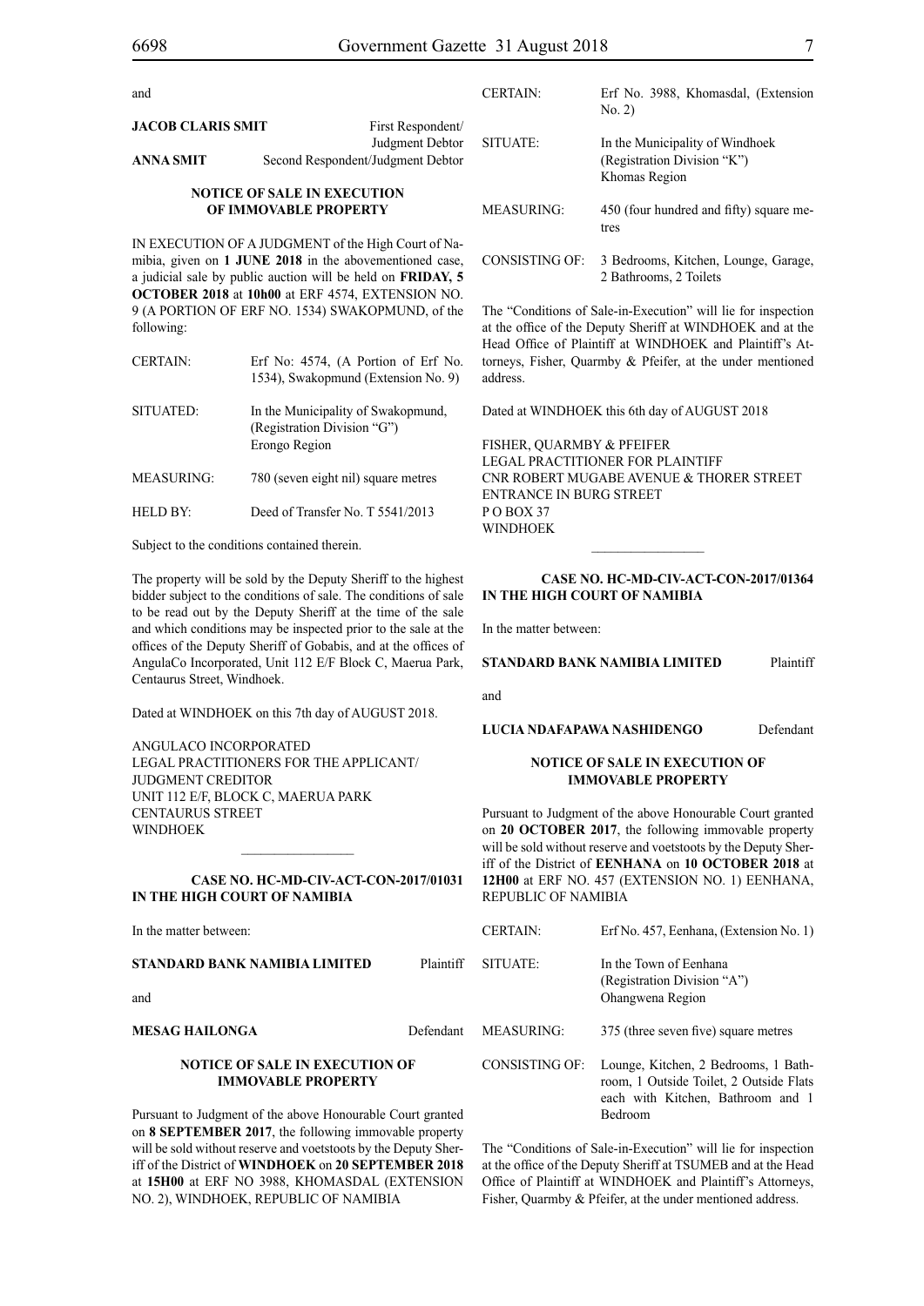and

| | |
|---|---|
| **JACOB CLARIS SMIT** | First Respondent/ Judgment Debtor |
| **ANNA SMIT** | Second Respondent/Judgment Debtor |

**NOTICE OF SALE IN EXECUTION OF IMMOVABLE PROPERTY**

IN EXECUTION OF A JUDGMENT of the High Court of Namibia, given on **1 JUNE 2018** in the abovementioned case, a judicial sale by public auction will be held on **FRIDAY, 5 OCTOBER 2018** at **10h00** at ERF 4574, EXTENSION NO. 9 (A PORTION OF ERF NO. 1534) SWAKOPMUND, of the following:

| | |
|---|---|
| CERTAIN: | Erf No: 4574, (A Portion of Erf No. 1534), Swakopmund (Extension No. 9) |
| SITUATED: | In the Municipality of Swakopmund, (Registration Division "G") Erongo Region |
| MEASURING: | 780 (seven eight nil) square metres |
| HELD BY: | Deed of Transfer No. T 5541/2013 |

Subject to the conditions contained therein.

The property will be sold by the Deputy Sheriff to the highest bidder subject to the conditions of sale. The conditions of sale to be read out by the Deputy Sheriff at the time of the sale and which conditions may be inspected prior to the sale at the offices of the Deputy Sheriff of Gobabis, and at the offices of AngulaCo Incorporated, Unit 112 E/F Block C, Maerua Park, Centaurus Street, Windhoek.

Dated at WINDHOEK on this 7th day of AUGUST 2018.

ANGULACO INCORPORATED
LEGAL PRACTITIONERS FOR THE APPLICANT/ JUDGMENT CREDITOR
UNIT 112 E/F, BLOCK C, MAERUA PARK
CENTAURUS STREET
WINDHOEK

---

**CASE NO. HC-MD-CIV-ACT-CON-2017/01031**
**IN THE HIGH COURT OF NAMIBIA**

In the matter between:

**STANDARD BANK NAMIBIA LIMITED** Plaintiff

and

**MESAG HAILONGA** Defendant

**NOTICE OF SALE IN EXECUTION OF IMMOVABLE PROPERTY**

Pursuant to Judgment of the above Honourable Court granted on **8 SEPTEMBER 2017**, the following immovable property will be sold without reserve and voetstoots by the Deputy Sheriff of the District of **WINDHOEK** on **20 SEPTEMBER 2018** at **15H00** at ERF NO 3988, KHOMASDAL (EXTENSION NO. 2), WINDHOEK, REPUBLIC OF NAMIBIA

| | |
|---|---|
| CERTAIN: | Erf No. 3988, Khomasdal, (Extension No. 2) |
| SITUATE: | In the Municipality of Windhoek (Registration Division "K") Khomas Region |
| MEASURING: | 450 (four hundred and fifty) square metres |
| CONSISTING OF: | 3 Bedrooms, Kitchen, Lounge, Garage, 2 Bathrooms, 2 Toilets |

The "Conditions of Sale-in-Execution" will lie for inspection at the office of the Deputy Sheriff at WINDHOEK and at the Head Office of Plaintiff at WINDHOEK and Plaintiff's Attorneys, Fisher, Quarmby & Pfeifer, at the under mentioned address.

Dated at WINDHOEK this 6th day of AUGUST 2018

FISHER, QUARMBY & PFEIFER
LEGAL PRACTITIONER FOR PLAINTIFF
CNR ROBERT MUGABE AVENUE & THORER STREET
ENTRANCE IN BURG STREET
P O BOX 37
WINDHOEK

---

**CASE NO. HC-MD-CIV-ACT-CON-2017/01364**
**IN THE HIGH COURT OF NAMIBIA**

In the matter between:

**STANDARD BANK NAMIBIA LIMITED** Plaintiff

and

**LUCIA NDAFAPAWA NASHIDENGO** Defendant

**NOTICE OF SALE IN EXECUTION OF IMMOVABLE PROPERTY**

Pursuant to Judgment of the above Honourable Court granted on **20 OCTOBER 2017**, the following immovable property will be sold without reserve and voetstoots by the Deputy Sheriff of the District of **EENHANA** on **10 OCTOBER 2018** at **12H00** at ERF NO. 457 (EXTENSION NO. 1) EENHANA, REPUBLIC OF NAMIBIA

| | |
|---|---|
| CERTAIN: | Erf No. 457, Eenhana, (Extension No. 1) |
| SITUATE: | In the Town of Eenhana (Registration Division "A") Ohangwena Region |
| MEASURING: | 375 (three seven five) square metres |
| CONSISTING OF: | Lounge, Kitchen, 2 Bedrooms, 1 Bathroom, 1 Outside Toilet, 2 Outside Flats each with Kitchen, Bathroom and 1 Bedroom |

The "Conditions of Sale-in-Execution" will lie for inspection at the office of the Deputy Sheriff at TSUMEB and at the Head Office of Plaintiff at WINDHOEK and Plaintiff's Attorneys, Fisher, Quarmby & Pfeifer, at the under mentioned address.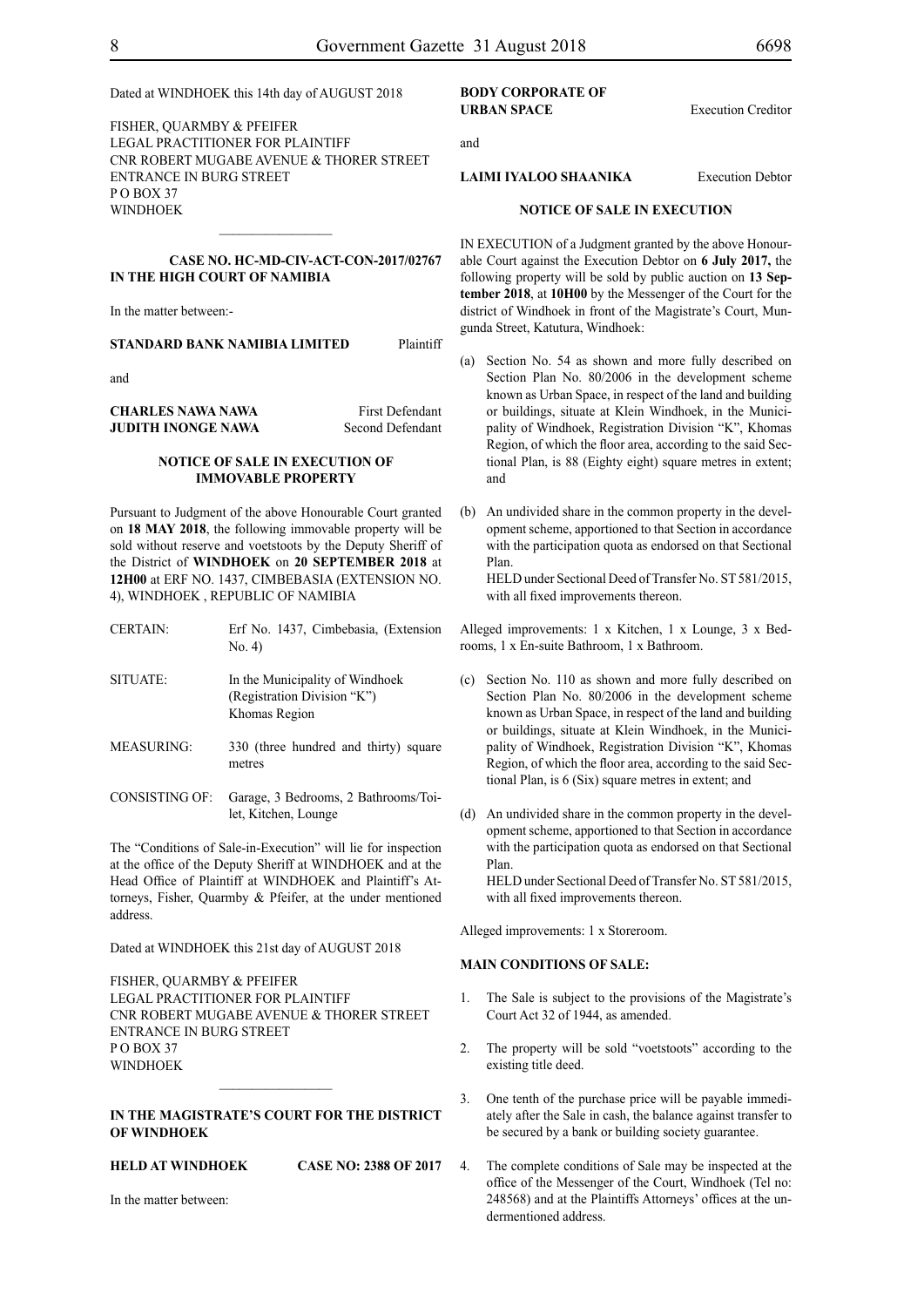Dated at WINDHOEK this 14th day of AUGUST 2018

FISHER, QUARMBY & PFEIFER
LEGAL PRACTITIONER FOR PLAINTIFF
CNR ROBERT MUGABE AVENUE & THORER STREET
ENTRANCE IN BURG STREET
P O BOX 37
WINDHOEK

---

**CASE NO. HC-MD-CIV-ACT-CON-2017/02767**
**IN THE HIGH COURT OF NAMIBIA**

In the matter between:-

**STANDARD BANK NAMIBIA LIMITED** Plaintiff

and

**CHARLES NAWA NAWA** First Defendant
**JUDITH INONGE NAWA** Second Defendant

**NOTICE OF SALE IN EXECUTION OF IMMOVABLE PROPERTY**

Pursuant to Judgment of the above Honourable Court granted on **18 MAY 2018**, the following immovable property will be sold without reserve and voetstoots by the Deputy Sheriff of the District of **WINDHOEK** on **20 SEPTEMBER 2018** at **12H00** at ERF NO. 1437, CIMBEBASIA (EXTENSION NO. 4), WINDHOEK , REPUBLIC OF NAMIBIA

| | |
|---|---|
| CERTAIN: | Erf No. 1437, Cimbebasia, (Extension No. 4) |
| SITUATE: | In the Municipality of Windhoek (Registration Division "K") Khomas Region |
| MEASURING: | 330 (three hundred and thirty) square metres |
| CONSISTING OF: | Garage, 3 Bedrooms, 2 Bathrooms/Toilet, Kitchen, Lounge |

The "Conditions of Sale-in-Execution" will lie for inspection at the office of the Deputy Sheriff at WINDHOEK and at the Head Office of Plaintiff at WINDHOEK and Plaintiff's Attorneys, Fisher, Quarmby & Pfeifer, at the under mentioned address.

Dated at WINDHOEK this 21st day of AUGUST 2018

FISHER, QUARMBY & PFEIFER
LEGAL PRACTITIONER FOR PLAINTIFF
CNR ROBERT MUGABE AVENUE & THORER STREET
ENTRANCE IN BURG STREET
P O BOX 37
WINDHOEK

---

**IN THE MAGISTRATE'S COURT FOR THE DISTRICT OF WINDHOEK**

**HELD AT WINDHOEK** **CASE NO: 2388 OF 2017**

In the matter between:

**BODY CORPORATE OF URBAN SPACE** Execution Creditor

and

**LAIMI IYALOO SHAANIKA** Execution Debtor

**NOTICE OF SALE IN EXECUTION**

IN EXECUTION of a Judgment granted by the above Honourable Court against the Execution Debtor on **6 July 2017,** the following property will be sold by public auction on **13 September 2018**, at **10H00** by the Messenger of the Court for the district of Windhoek in front of the Magistrate's Court, Mungunda Street, Katutura, Windhoek:

(a) Section No. 54 as shown and more fully described on Section Plan No. 80/2006 in the development scheme known as Urban Space, in respect of the land and building or buildings, situate at Klein Windhoek, in the Municipality of Windhoek, Registration Division "K", Khomas Region, of which the floor area, according to the said Sectional Plan, is 88 (Eighty eight) square metres in extent; and

(b) An undivided share in the common property in the development scheme, apportioned to that Section in accordance with the participation quota as endorsed on that Sectional Plan.
HELD under Sectional Deed of Transfer No. ST 581/2015, with all fixed improvements thereon.

Alleged improvements: 1 x Kitchen, 1 x Lounge, 3 x Bedrooms, 1 x En-suite Bathroom, 1 x Bathroom.

(c) Section No. 110 as shown and more fully described on Section Plan No. 80/2006 in the development scheme known as Urban Space, in respect of the land and building or buildings, situate at Klein Windhoek, in the Municipality of Windhoek, Registration Division "K", Khomas Region, of which the floor area, according to the said Sectional Plan, is 6 (Six) square metres in extent; and

(d) An undivided share in the common property in the development scheme, apportioned to that Section in accordance with the participation quota as endorsed on that Sectional Plan.
HELD under Sectional Deed of Transfer No. ST 581/2015, with all fixed improvements thereon.

Alleged improvements: 1 x Storeroom.

**MAIN CONDITIONS OF SALE:**

1. The Sale is subject to the provisions of the Magistrate's Court Act 32 of 1944, as amended.

2. The property will be sold "voetstoots" according to the existing title deed.

3. One tenth of the purchase price will be payable immediately after the Sale in cash, the balance against transfer to be secured by a bank or building society guarantee.

4. The complete conditions of Sale may be inspected at the office of the Messenger of the Court, Windhoek (Tel no: 248568) and at the Plaintiffs Attorneys' offices at the undermentioned address.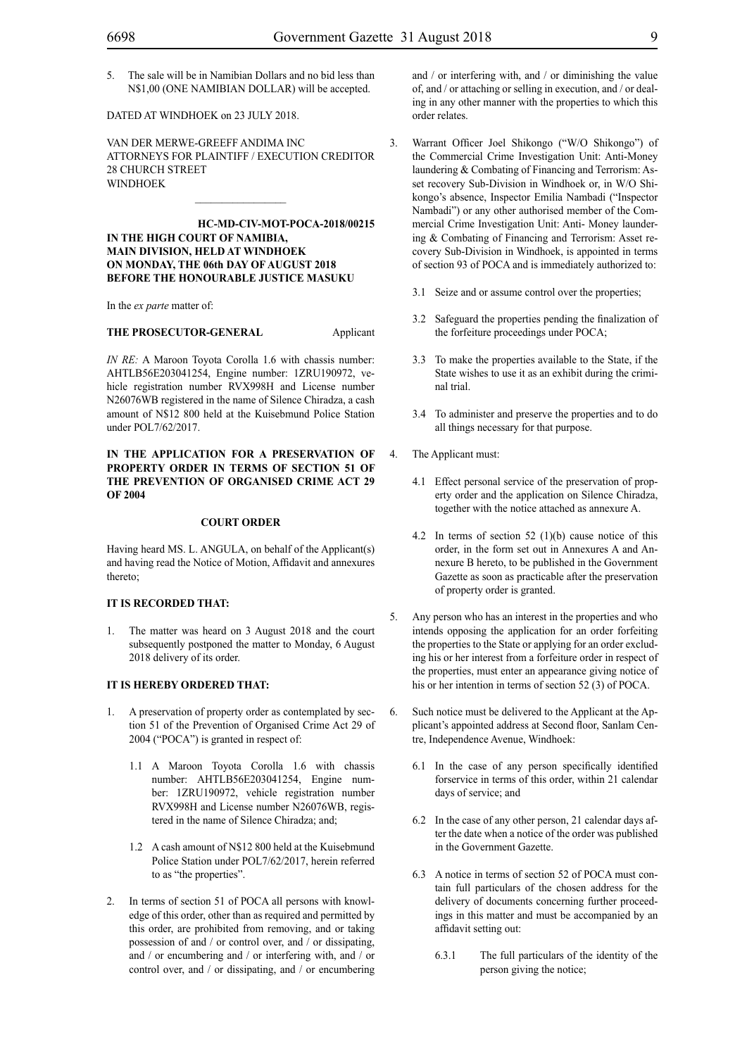5. The sale will be in Namibian Dollars and no bid less than N$1,00 (ONE NAMIBIAN DOLLAR) will be accepted.

DATED AT WINDHOEK on 23 JULY 2018.

VAN DER MERWE-GREEFF ANDIMA INC
ATTORNEYS FOR PLAINTIFF / EXECUTION CREDITOR
28 CHURCH STREET
WINDHOEK

---

**HC-MD-CIV-MOT-POCA-2018/00215**

**IN THE HIGH COURT OF NAMIBIA, MAIN DIVISION, HELD AT WINDHOEK ON MONDAY, THE 06th DAY OF AUGUST 2018 BEFORE THE HONOURABLE JUSTICE MASUKU**

In the *ex parte* matter of:

**THE PROSECUTOR-GENERAL** Applicant

*IN RE:* A Maroon Toyota Corolla 1.6 with chassis number: AHTLB56E203041254, Engine number: 1ZRU190972, vehicle registration number RVX998H and License number N26076WB registered in the name of Silence Chiradza, a cash amount of N$12 800 held at the Kuisebmund Police Station under POL7/62/2017.

**IN THE APPLICATION FOR A PRESERVATION OF PROPERTY ORDER IN TERMS OF SECTION 51 OF THE PREVENTION OF ORGANISED CRIME ACT 29 OF 2004**

**COURT ORDER**

Having heard MS. L. ANGULA, on behalf of the Applicant(s) and having read the Notice of Motion, Affidavit and annexures thereto;

**IT IS RECORDED THAT:**

1. The matter was heard on 3 August 2018 and the court subsequently postponed the matter to Monday, 6 August 2018 delivery of its order.

**IT IS HEREBY ORDERED THAT:**

1. A preservation of property order as contemplated by section 51 of the Prevention of Organised Crime Act 29 of 2004 ("POCA") is granted in respect of:

   1.1 A Maroon Toyota Corolla 1.6 with chassis number: AHTLB56E203041254, Engine number: 1ZRU190972, vehicle registration number RVX998H and License number N26076WB, registered in the name of Silence Chiradza; and;

   1.2 A cash amount of N$12 800 held at the Kuisebmund Police Station under POL7/62/2017, herein referred to as "the properties".

2. In terms of section 51 of POCA all persons with knowledge of this order, other than as required and permitted by this order, are prohibited from removing, and or taking possession of and / or control over, and / or dissipating, and / or encumbering and / or interfering with, and / or control over, and / or dissipating, and / or encumbering and / or interfering with, and / or diminishing the value of, and / or attaching or selling in execution, and / or dealing in any other manner with the properties to which this order relates.

3. Warrant Officer Joel Shikongo ("W/O Shikongo") of the Commercial Crime Investigation Unit: Anti-Money laundering & Combating of Financing and Terrorism: Asset recovery Sub-Division in Windhoek or, in W/O Shikongo's absence, Inspector Emilia Nambadi ("Inspector Nambadi") or any other authorised member of the Commercial Crime Investigation Unit: Anti- Money laundering & Combating of Financing and Terrorism: Asset recovery Sub-Division in Windhoek, is appointed in terms of section 93 of POCA and is immediately authorized to:

   3.1 Seize and or assume control over the properties;

   3.2 Safeguard the properties pending the finalization of the forfeiture proceedings under POCA;

   3.3 To make the properties available to the State, if the State wishes to use it as an exhibit during the criminal trial.

   3.4 To administer and preserve the properties and to do all things necessary for that purpose.

4. The Applicant must:

   4.1 Effect personal service of the preservation of property order and the application on Silence Chiradza, together with the notice attached as annexure A.

   4.2 In terms of section 52 (1)(b) cause notice of this order, in the form set out in Annexures A and Annexure B hereto, to be published in the Government Gazette as soon as practicable after the preservation of property order is granted.

5. Any person who has an interest in the properties and who intends opposing the application for an order forfeiting the properties to the State or applying for an order excluding his or her interest from a forfeiture order in respect of the properties, must enter an appearance giving notice of his or her intention in terms of section 52 (3) of POCA.

6. Such notice must be delivered to the Applicant at the Applicant's appointed address at Second floor, Sanlam Centre, Independence Avenue, Windhoek:

   6.1 In the case of any person specifically identified forservice in terms of this order, within 21 calendar days of service; and

   6.2 In the case of any other person, 21 calendar days after the date when a notice of the order was published in the Government Gazette.

   6.3 A notice in terms of section 52 of POCA must contain full particulars of the chosen address for the delivery of documents concerning further proceedings in this matter and must be accompanied by an affidavit setting out:

      6.3.1 The full particulars of the identity of the person giving the notice;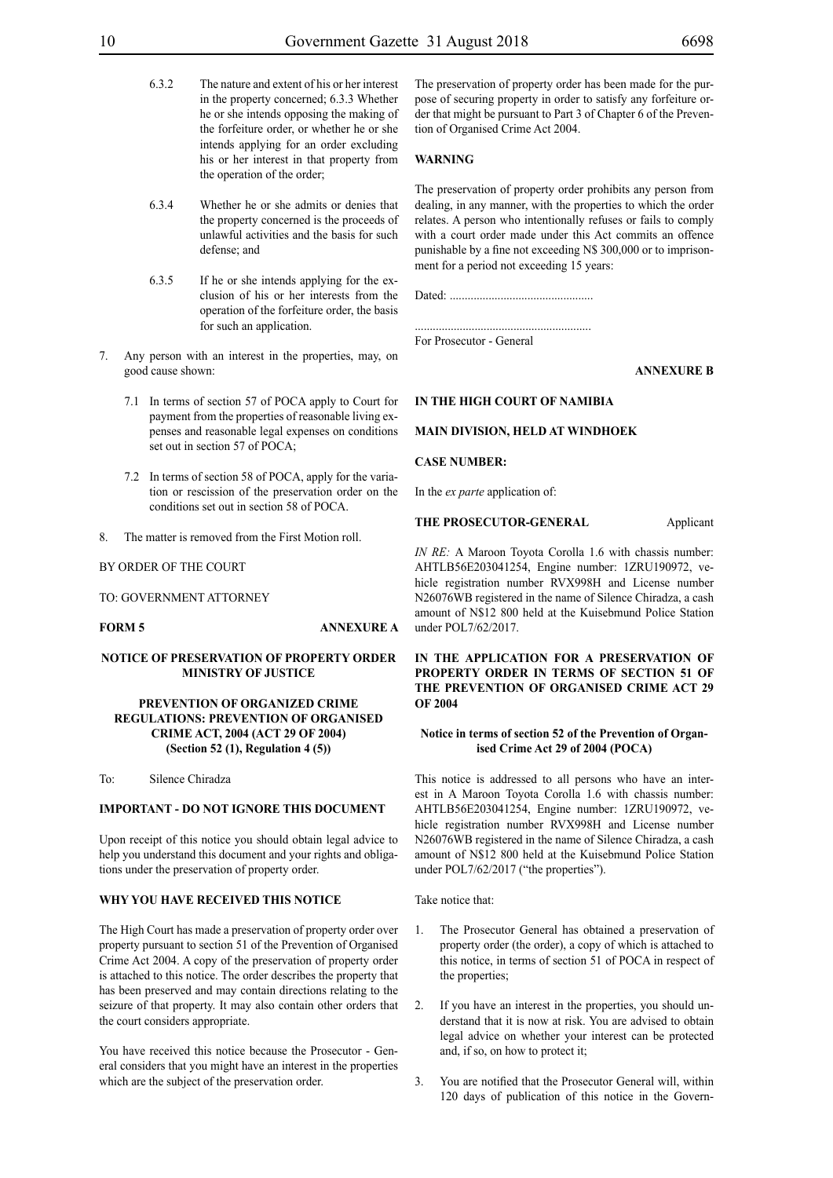6.3.2 The nature and extent of his or her interest in the property concerned; 6.3.3 Whether he or she intends opposing the making of the forfeiture order, or whether he or she intends applying for an order excluding his or her interest in that property from the operation of the order;

6.3.4 Whether he or she admits or denies that the property concerned is the proceeds of unlawful activities and the basis for such defense; and

6.3.5 If he or she intends applying for the exclusion of his or her interests from the operation of the forfeiture order, the basis for such an application.

7. Any person with an interest in the properties, may, on good cause shown:

   7.1 In terms of section 57 of POCA apply to Court for payment from the properties of reasonable living expenses and reasonable legal expenses on conditions set out in section 57 of POCA;

   7.2 In terms of section 58 of POCA, apply for the variation or rescission of the preservation order on the conditions set out in section 58 of POCA.

8. The matter is removed from the First Motion roll.

BY ORDER OF THE COURT

TO: GOVERNMENT ATTORNEY

**FORM 5** **ANNEXURE A**

**NOTICE OF PRESERVATION OF PROPERTY ORDER MINISTRY OF JUSTICE**

**PREVENTION OF ORGANIZED CRIME REGULATIONS: PREVENTION OF ORGANISED CRIME ACT, 2004 (ACT 29 OF 2004) (Section 52 (1), Regulation 4 (5))**

To: Silence Chiradza

**IMPORTANT - DO NOT IGNORE THIS DOCUMENT**

Upon receipt of this notice you should obtain legal advice to help you understand this document and your rights and obligations under the preservation of property order.

**WHY YOU HAVE RECEIVED THIS NOTICE**

The High Court has made a preservation of property order over property pursuant to section 51 of the Prevention of Organised Crime Act 2004. A copy of the preservation of property order is attached to this notice. The order describes the property that has been preserved and may contain directions relating to the seizure of that property. It may also contain other orders that the court considers appropriate.

You have received this notice because the Prosecutor - General considers that you might have an interest in the properties which are the subject of the preservation order.

The preservation of property order has been made for the purpose of securing property in order to satisfy any forfeiture order that might be pursuant to Part 3 of Chapter 6 of the Prevention of Organised Crime Act 2004.

**WARNING**

The preservation of property order prohibits any person from dealing, in any manner, with the properties to which the order relates. A person who intentionally refuses or fails to comply with a court order made under this Act commits an offence punishable by a fine not exceeding N$ 300,000 or to imprisonment for a period not exceeding 15 years:

Dated: ...............................................

..........................................................
For Prosecutor - General

**ANNEXURE B**

**IN THE HIGH COURT OF NAMIBIA**

**MAIN DIVISION, HELD AT WINDHOEK**

**CASE NUMBER:**

In the *ex parte* application of:

**THE PROSECUTOR-GENERAL** Applicant

*IN RE:* A Maroon Toyota Corolla 1.6 with chassis number: AHTLB56E203041254, Engine number: 1ZRU190972, vehicle registration number RVX998H and License number N26076WB registered in the name of Silence Chiradza, a cash amount of N$12 800 held at the Kuisebmund Police Station under POL7/62/2017.

**IN THE APPLICATION FOR A PRESERVATION OF PROPERTY ORDER IN TERMS OF SECTION 51 OF THE PREVENTION OF ORGANISED CRIME ACT 29 OF 2004**

**Notice in terms of section 52 of the Prevention of Organised Crime Act 29 of 2004 (POCA)**

This notice is addressed to all persons who have an interest in A Maroon Toyota Corolla 1.6 with chassis number: AHTLB56E203041254, Engine number: 1ZRU190972, vehicle registration number RVX998H and License number N26076WB registered in the name of Silence Chiradza, a cash amount of N$12 800 held at the Kuisebmund Police Station under POL7/62/2017 ("the properties").

Take notice that:

1. The Prosecutor General has obtained a preservation of property order (the order), a copy of which is attached to this notice, in terms of section 51 of POCA in respect of the properties;

2. If you have an interest in the properties, you should understand that it is now at risk. You are advised to obtain legal advice on whether your interest can be protected and, if so, on how to protect it;

3. You are notified that the Prosecutor General will, within 120 days of publication of this notice in the Govern-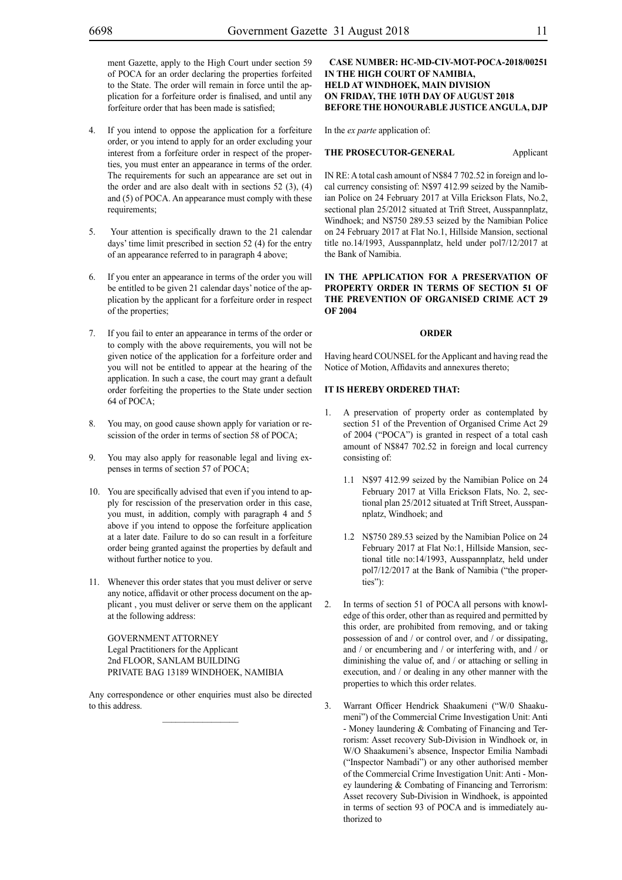ment Gazette, apply to the High Court under section 59 of POCA for an order declaring the properties forfeited to the State. The order will remain in force until the application for a forfeiture order is finalised, and until any forfeiture order that has been made is satisfied;

4. If you intend to oppose the application for a forfeiture order, or you intend to apply for an order excluding your interest from a forfeiture order in respect of the properties, you must enter an appearance in terms of the order. The requirements for such an appearance are set out in the order and are also dealt with in sections 52 (3), (4) and (5) of POCA. An appearance must comply with these requirements;

5. Your attention is specifically drawn to the 21 calendar days' time limit prescribed in section 52 (4) for the entry of an appearance referred to in paragraph 4 above;

6. If you enter an appearance in terms of the order you will be entitled to be given 21 calendar days' notice of the application by the applicant for a forfeiture order in respect of the properties;

7. If you fail to enter an appearance in terms of the order or to comply with the above requirements, you will not be given notice of the application for a forfeiture order and you will not be entitled to appear at the hearing of the application. In such a case, the court may grant a default order forfeiting the properties to the State under section 64 of POCA;

8. You may, on good cause shown apply for variation or rescission of the order in terms of section 58 of POCA;

9. You may also apply for reasonable legal and living expenses in terms of section 57 of POCA;

10. You are specifically advised that even if you intend to apply for rescission of the preservation order in this case, you must, in addition, comply with paragraph 4 and 5 above if you intend to oppose the forfeiture application at a later date. Failure to do so can result in a forfeiture order being granted against the properties by default and without further notice to you.

11. Whenever this order states that you must deliver or serve any notice, affidavit or other process document on the applicant , you must deliver or serve them on the applicant at the following address:

GOVERNMENT ATTORNEY
Legal Practitioners for the Applicant
2nd FLOOR, SANLAM BUILDING
PRIVATE BAG 13189 WINDHOEK, NAMIBIA

Any correspondence or other enquiries must also be directed to this address.

---

**CASE NUMBER: HC-MD-CIV-MOT-POCA-2018/00251**
**IN THE HIGH COURT OF NAMIBIA,**
**HELD AT WINDHOEK, MAIN DIVISION**
**ON FRIDAY, THE 10TH DAY OF AUGUST 2018**
**BEFORE THE HONOURABLE JUSTICE ANGULA, DJP**

In the *ex parte* application of:

**THE PROSECUTOR-GENERAL** Applicant

IN RE: A total cash amount of N$84 7 702.52 in foreign and local currency consisting of: N$97 412.99 seized by the Namibian Police on 24 February 2017 at Villa Erickson Flats, No.2, sectional plan 25/2012 situated at Trift Street, Ausspannplatz, Windhoek; and N$750 289.53 seized by the Namibian Police on 24 February 2017 at Flat No.1, Hillside Mansion, sectional title no.14/1993, Ausspannplatz, held under pol7/12/2017 at the Bank of Namibia.

**IN THE APPLICATION FOR A PRESERVATION OF PROPERTY ORDER IN TERMS OF SECTION 51 OF THE PREVENTION OF ORGANISED CRIME ACT 29 OF 2004**

**ORDER**

Having heard COUNSEL for the Applicant and having read the Notice of Motion, Affidavits and annexures thereto;

**IT IS HEREBY ORDERED THAT:**

1. A preservation of property order as contemplated by section 51 of the Prevention of Organised Crime Act 29 of 2004 ("POCA") is granted in respect of a total cash amount of N$847 702.52 in foreign and local currency consisting of:

   1.1 N$97 412.99 seized by the Namibian Police on 24 February 2017 at Villa Erickson Flats, No. 2, sectional plan 25/2012 situated at Trift Street, Ausspannplatz, Windhoek; and

   1.2 N$750 289.53 seized by the Namibian Police on 24 February 2017 at Flat No:1, Hillside Mansion, sectional title no:14/1993, Ausspannplatz, held under pol7/12/2017 at the Bank of Namibia ("the properties"):

2. In terms of section 51 of POCA all persons with knowledge of this order, other than as required and permitted by this order, are prohibited from removing, and or taking possession of and / or control over, and / or dissipating, and / or encumbering and / or interfering with, and / or diminishing the value of, and / or attaching or selling in execution, and / or dealing in any other manner with the properties to which this order relates.

3. Warrant Officer Hendrick Shaakumeni ("W/0 Shaakumeni") of the Commercial Crime Investigation Unit: Anti - Money laundering & Combating of Financing and Terrorism: Asset recovery Sub-Division in Windhoek or, in W/O Shaakumeni's absence, Inspector Emilia Nambadi ("Inspector Nambadi") or any other authorised member of the Commercial Crime Investigation Unit: Anti - Money laundering & Combating of Financing and Terrorism: Asset recovery Sub-Division in Windhoek, is appointed in terms of section 93 of POCA and is immediately authorized to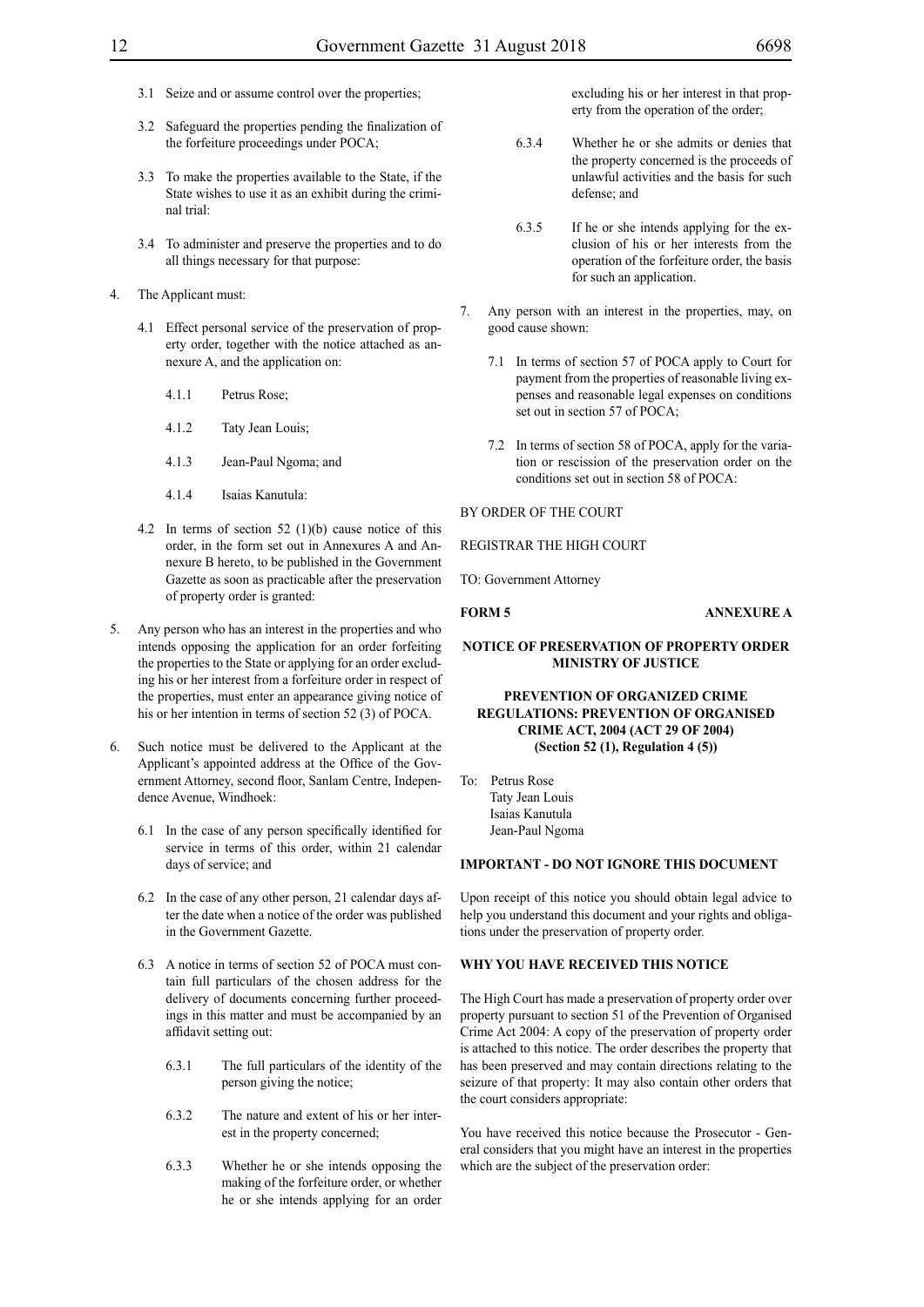3.1 Seize and or assume control over the properties;

3.2 Safeguard the properties pending the finalization of the forfeiture proceedings under POCA;

3.3 To make the properties available to the State, if the State wishes to use it as an exhibit during the criminal trial:

3.4 To administer and preserve the properties and to do all things necessary for that purpose:

4. The Applicant must:

4.1 Effect personal service of the preservation of property order, together with the notice attached as annexure A, and the application on:

4.1.1 Petrus Rose;

4.1.2 Taty Jean Louis;

4.1.3 Jean-Paul Ngoma; and

4.1.4 Isaias Kanutula:

4.2 In terms of section 52 (1)(b) cause notice of this order, in the form set out in Annexures A and Annexure B hereto, to be published in the Government Gazette as soon as practicable after the preservation of property order is granted:

5. Any person who has an interest in the properties and who intends opposing the application for an order forfeiting the properties to the State or applying for an order excluding his or her interest from a forfeiture order in respect of the properties, must enter an appearance giving notice of his or her intention in terms of section 52 (3) of POCA.

6. Such notice must be delivered to the Applicant at the Applicant's appointed address at the Office of the Government Attorney, second floor, Sanlam Centre, Independence Avenue, Windhoek:

6.1 In the case of any person specifically identified for service in terms of this order, within 21 calendar days of service; and

6.2 In the case of any other person, 21 calendar days after the date when a notice of the order was published in the Government Gazette.

6.3 A notice in terms of section 52 of POCA must contain full particulars of the chosen address for the delivery of documents concerning further proceedings in this matter and must be accompanied by an affidavit setting out:

6.3.1 The full particulars of the identity of the person giving the notice;

6.3.2 The nature and extent of his or her interest in the property concerned;

6.3.3 Whether he or she intends opposing the making of the forfeiture order, or whether he or she intends applying for an order excluding his or her interest in that property from the operation of the order;

6.3.4 Whether he or she admits or denies that the property concerned is the proceeds of unlawful activities and the basis for such defense; and

6.3.5 If he or she intends applying for the exclusion of his or her interests from the operation of the forfeiture order, the basis for such an application.

7. Any person with an interest in the properties, may, on good cause shown:

7.1 In terms of section 57 of POCA apply to Court for payment from the properties of reasonable living expenses and reasonable legal expenses on conditions set out in section 57 of POCA;

7.2 In terms of section 58 of POCA, apply for the variation or rescission of the preservation order on the conditions set out in section 58 of POCA:

BY ORDER OF THE COURT

REGISTRAR THE HIGH COURT

TO: Government Attorney

**FORM 5** **ANNEXURE A**

**NOTICE OF PRESERVATION OF PROPERTY ORDER MINISTRY OF JUSTICE**

**PREVENTION OF ORGANIZED CRIME REGULATIONS: PREVENTION OF ORGANISED CRIME ACT, 2004 (ACT 29 OF 2004) (Section 52 (1), Regulation 4 (5))**

To: Petrus Rose
Taty Jean Louis
Isaias Kanutula
Jean-Paul Ngoma

**IMPORTANT - DO NOT IGNORE THIS DOCUMENT**

Upon receipt of this notice you should obtain legal advice to help you understand this document and your rights and obligations under the preservation of property order.

**WHY YOU HAVE RECEIVED THIS NOTICE**

The High Court has made a preservation of property order over property pursuant to section 51 of the Prevention of Organised Crime Act 2004: A copy of the preservation of property order is attached to this notice. The order describes the property that has been preserved and may contain directions relating to the seizure of that property: It may also contain other orders that the court considers appropriate:

You have received this notice because the Prosecutor - General considers that you might have an interest in the properties which are the subject of the preservation order: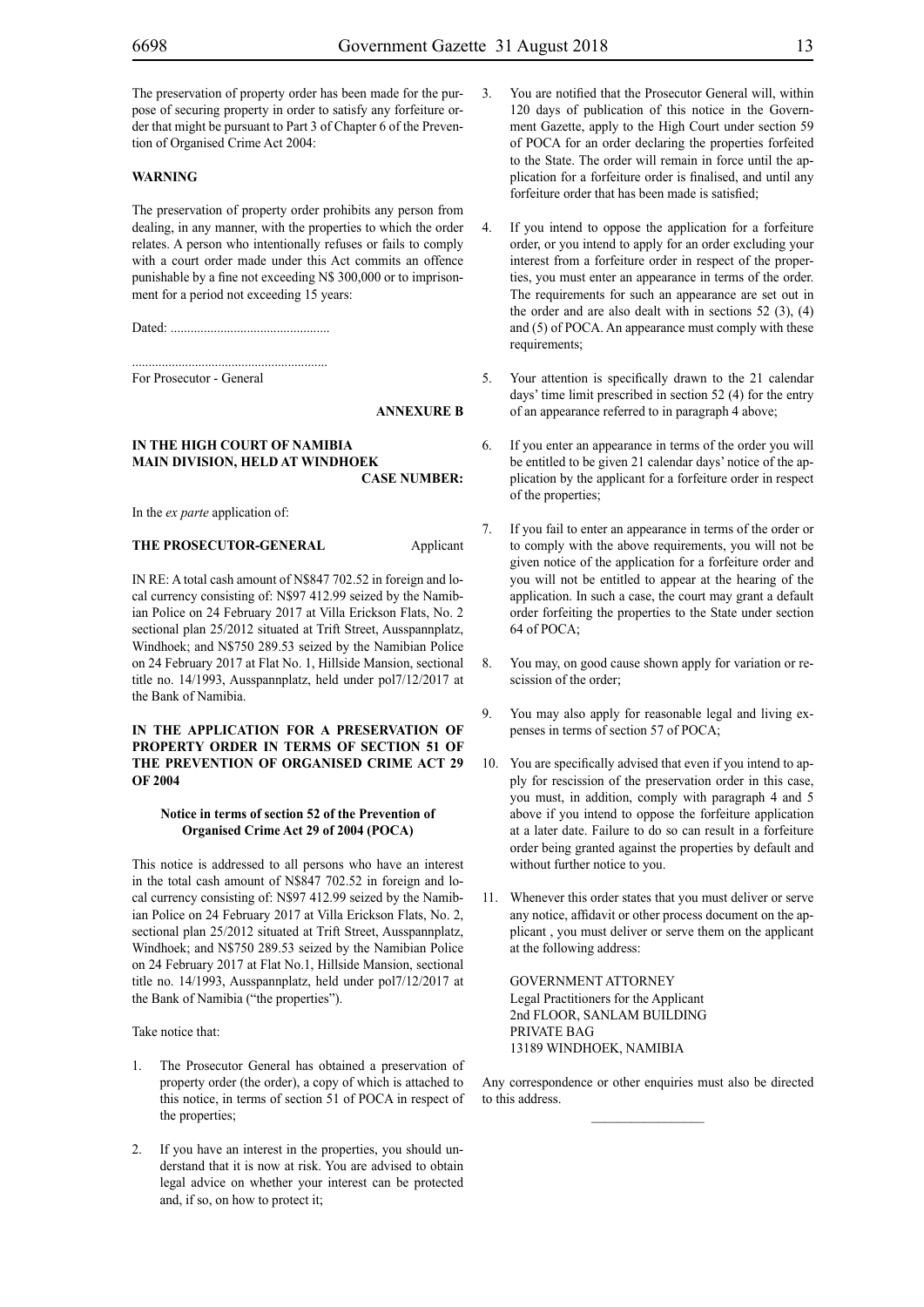The preservation of property order has been made for the purpose of securing property in order to satisfy any forfeiture order that might be pursuant to Part 3 of Chapter 6 of the Prevention of Organised Crime Act 2004:

**WARNING**

The preservation of property order prohibits any person from dealing, in any manner, with the properties to which the order relates. A person who intentionally refuses or fails to comply with a court order made under this Act commits an offence punishable by a fine not exceeding N$ 300,000 or to imprisonment for a period not exceeding 15 years:

Dated: ................................................

..........................................................
For Prosecutor - General

**ANNEXURE B**

**IN THE HIGH COURT OF NAMIBIA**
**MAIN DIVISION, HELD AT WINDHOEK**
**CASE NUMBER:**

In the *ex parte* application of:

**THE PROSECUTOR-GENERAL** Applicant

IN RE: A total cash amount of N$847 702.52 in foreign and local currency consisting of: N$97 412.99 seized by the Namibian Police on 24 February 2017 at Villa Erickson Flats, No. 2 sectional plan 25/2012 situated at Trift Street, Ausspannplatz, Windhoek; and N$750 289.53 seized by the Namibian Police on 24 February 2017 at Flat No. 1, Hillside Mansion, sectional title no. 14/1993, Ausspannplatz, held under pol7/12/2017 at the Bank of Namibia.

**IN THE APPLICATION FOR A PRESERVATION OF PROPERTY ORDER IN TERMS OF SECTION 51 OF THE PREVENTION OF ORGANISED CRIME ACT 29 OF 2004**

**Notice in terms of section 52 of the Prevention of Organised Crime Act 29 of 2004 (POCA)**

This notice is addressed to all persons who have an interest in the total cash amount of N$847 702.52 in foreign and local currency consisting of: N$97 412.99 seized by the Namibian Police on 24 February 2017 at Villa Erickson Flats, No. 2, sectional plan 25/2012 situated at Trift Street, Ausspannplatz, Windhoek; and N$750 289.53 seized by the Namibian Police on 24 February 2017 at Flat No.1, Hillside Mansion, sectional title no. 14/1993, Ausspannplatz, held under pol7/12/2017 at the Bank of Namibia ("the properties").

Take notice that:

1. The Prosecutor General has obtained a preservation of property order (the order), a copy of which is attached to this notice, in terms of section 51 of POCA in respect of the properties;

2. If you have an interest in the properties, you should understand that it is now at risk. You are advised to obtain legal advice on whether your interest can be protected and, if so, on how to protect it;

3. You are notified that the Prosecutor General will, within 120 days of publication of this notice in the Government Gazette, apply to the High Court under section 59 of POCA for an order declaring the properties forfeited to the State. The order will remain in force until the application for a forfeiture order is finalised, and until any forfeiture order that has been made is satisfied;

4. If you intend to oppose the application for a forfeiture order, or you intend to apply for an order excluding your interest from a forfeiture order in respect of the properties, you must enter an appearance in terms of the order. The requirements for such an appearance are set out in the order and are also dealt with in sections 52 (3), (4) and (5) of POCA. An appearance must comply with these requirements;

5. Your attention is specifically drawn to the 21 calendar days' time limit prescribed in section 52 (4) for the entry of an appearance referred to in paragraph 4 above;

6. If you enter an appearance in terms of the order you will be entitled to be given 21 calendar days' notice of the application by the applicant for a forfeiture order in respect of the properties;

7. If you fail to enter an appearance in terms of the order or to comply with the above requirements, you will not be given notice of the application for a forfeiture order and you will not be entitled to appear at the hearing of the application. In such a case, the court may grant a default order forfeiting the properties to the State under section 64 of POCA;

8. You may, on good cause shown apply for variation or rescission of the order;

9. You may also apply for reasonable legal and living expenses in terms of section 57 of POCA;

10. You are specifically advised that even if you intend to apply for rescission of the preservation order in this case, you must, in addition, comply with paragraph 4 and 5 above if you intend to oppose the forfeiture application at a later date. Failure to do so can result in a forfeiture order being granted against the properties by default and without further notice to you.

11. Whenever this order states that you must deliver or serve any notice, affidavit or other process document on the applicant , you must deliver or serve them on the applicant at the following address:

    GOVERNMENT ATTORNEY
    Legal Practitioners for the Applicant
    2nd FLOOR, SANLAM BUILDING
    PRIVATE BAG
    13189 WINDHOEK, NAMIBIA

Any correspondence or other enquiries must also be directed to this address.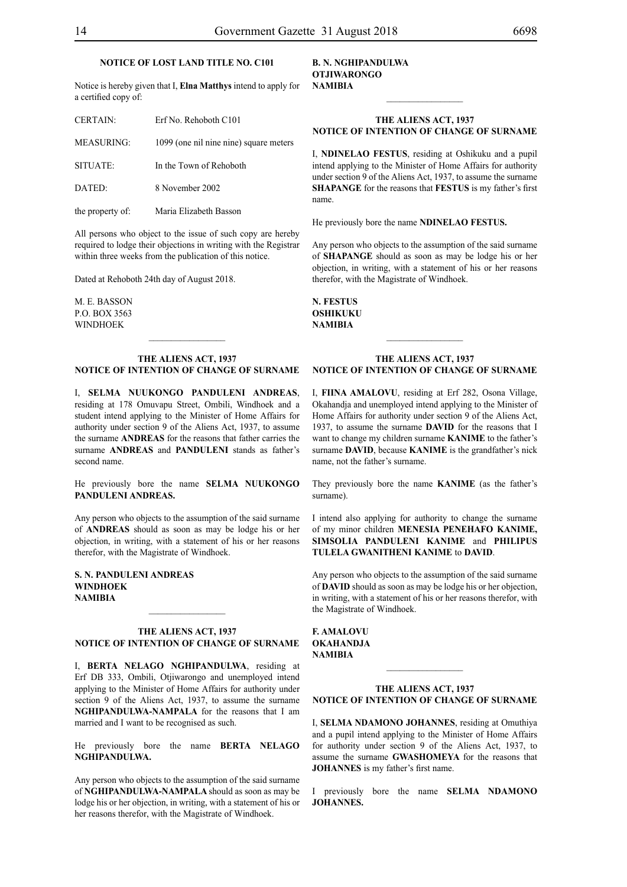**NOTICE OF LOST LAND TITLE NO. C101**

Notice is hereby given that I, **Elna Matthys** intend to apply for a certified copy of:

| | |
|---|---|
| CERTAIN: | Erf No. Rehoboth C101 |
| MEASURING: | 1099 (one nil nine nine) square meters |
| SITUATE: | In the Town of Rehoboth |
| DATED: | 8 November 2002 |
| the property of: | Maria Elizabeth Basson |

All persons who object to the issue of such copy are hereby required to lodge their objections in writing with the Registrar within three weeks from the publication of this notice.

Dated at Rehoboth 24th day of August 2018.

M. E. BASSON
P.O. BOX 3563
WINDHOEK

---

**THE ALIENS ACT, 1937**
**NOTICE OF INTENTION OF CHANGE OF SURNAME**

I, **SELMA NUUKONGO PANDULENI ANDREAS**, residing at 178 Omuvapu Street, Ombili, Windhoek and a student intend applying to the Minister of Home Affairs for authority under section 9 of the Aliens Act, 1937, to assume the surname **ANDREAS** for the reasons that father carries the surname **ANDREAS** and **PANDULENI** stands as father's second name.

He previously bore the name **SELMA NUUKONGO PANDULENI ANDREAS.**

Any person who objects to the assumption of the said surname of **ANDREAS** should as soon as may be lodge his or her objection, in writing, with a statement of his or her reasons therefor, with the Magistrate of Windhoek.

**S. N. PANDULENI ANDREAS**
**WINDHOEK**
**NAMIBIA**

---

**THE ALIENS ACT, 1937**
**NOTICE OF INTENTION OF CHANGE OF SURNAME**

I, **BERTA NELAGO NGHIPANDULWA**, residing at Erf DB 333, Ombili, Otjiwarongo and unemployed intend applying to the Minister of Home Affairs for authority under section 9 of the Aliens Act, 1937, to assume the surname **NGHIPANDULWA-NAMPALA** for the reasons that I am married and I want to be recognised as such.

He previously bore the name **BERTA NELAGO NGHIPANDULWA.**

Any person who objects to the assumption of the said surname of **NGHIPANDULWA-NAMPALA** should as soon as may be lodge his or her objection, in writing, with a statement of his or her reasons therefor, with the Magistrate of Windhoek.

**B. N. NGHIPANDULWA**
**OTJIWARONGO**
**NAMIBIA**

---

**THE ALIENS ACT, 1937**
**NOTICE OF INTENTION OF CHANGE OF SURNAME**

I, **NDINELAO FESTUS**, residing at Oshikuku and a pupil intend applying to the Minister of Home Affairs for authority under section 9 of the Aliens Act, 1937, to assume the surname **SHAPANGE** for the reasons that **FESTUS** is my father's first name.

He previously bore the name **NDINELAO FESTUS.**

Any person who objects to the assumption of the said surname of **SHAPANGE** should as soon as may be lodge his or her objection, in writing, with a statement of his or her reasons therefor, with the Magistrate of Windhoek.

**N. FESTUS**
**OSHIKUKU**
**NAMIBIA**

---

**THE ALIENS ACT, 1937**
**NOTICE OF INTENTION OF CHANGE OF SURNAME**

I, **FIINA AMALOVU**, residing at Erf 282, Osona Village, Okahandja and unemployed intend applying to the Minister of Home Affairs for authority under section 9 of the Aliens Act, 1937, to assume the surname **DAVID** for the reasons that I want to change my children surname **KANIME** to the father's surname **DAVID**, because **KANIME** is the grandfather's nick name, not the father's surname.

They previously bore the name **KANIME** (as the father's surname).

I intend also applying for authority to change the surname of my minor children **MENESIA PENEHAFO KANIME, SIMSOLIA PANDULENI KANIME** and **PHILIPUS TULELA GWANITHENI KANIME** to **DAVID**.

Any person who objects to the assumption of the said surname of **DAVID** should as soon as may be lodge his or her objection, in writing, with a statement of his or her reasons therefor, with the Magistrate of Windhoek.

**F. AMALOVU**
**OKAHANDJA**
**NAMIBIA**

---

**THE ALIENS ACT, 1937**
**NOTICE OF INTENTION OF CHANGE OF SURNAME**

I, **SELMA NDAMONO JOHANNES**, residing at Omuthiya and a pupil intend applying to the Minister of Home Affairs for authority under section 9 of the Aliens Act, 1937, to assume the surname **GWASHOMEYA** for the reasons that **JOHANNES** is my father's first name.

I previously bore the name **SELMA NDAMONO JOHANNES.**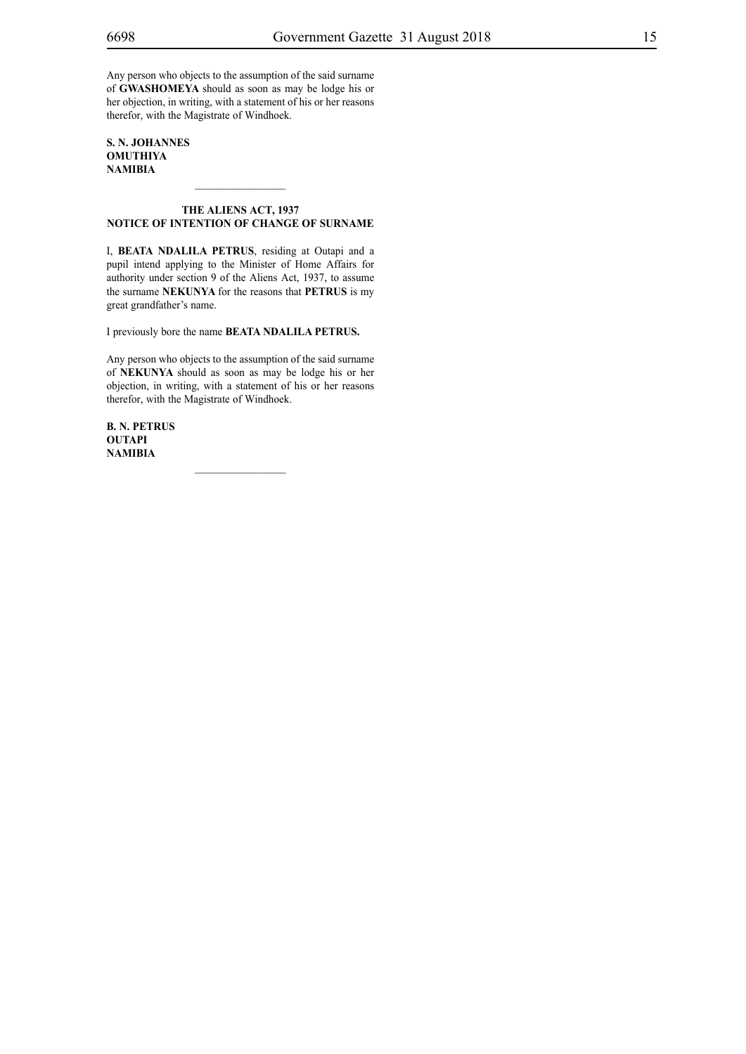Any person who objects to the assumption of the said surname of **GWASHOMEYA** should as soon as may be lodge his or her objection, in writing, with a statement of his or her reasons therefor, with the Magistrate of Windhoek.

**S. N. JOHANNES**
**OMUTHIYA**
**NAMIBIA**

---

**THE ALIENS ACT, 1937**
**NOTICE OF INTENTION OF CHANGE OF SURNAME**

I, **BEATA NDALILA PETRUS**, residing at Outapi and a pupil intend applying to the Minister of Home Affairs for authority under section 9 of the Aliens Act, 1937, to assume the surname **NEKUNYA** for the reasons that **PETRUS** is my great grandfather's name.

I previously bore the name **BEATA NDALILA PETRUS.**

Any person who objects to the assumption of the said surname of **NEKUNYA** should as soon as may be lodge his or her objection, in writing, with a statement of his or her reasons therefor, with the Magistrate of Windhoek.

**B. N. PETRUS**
**OUTAPI**
**NAMIBIA**

---